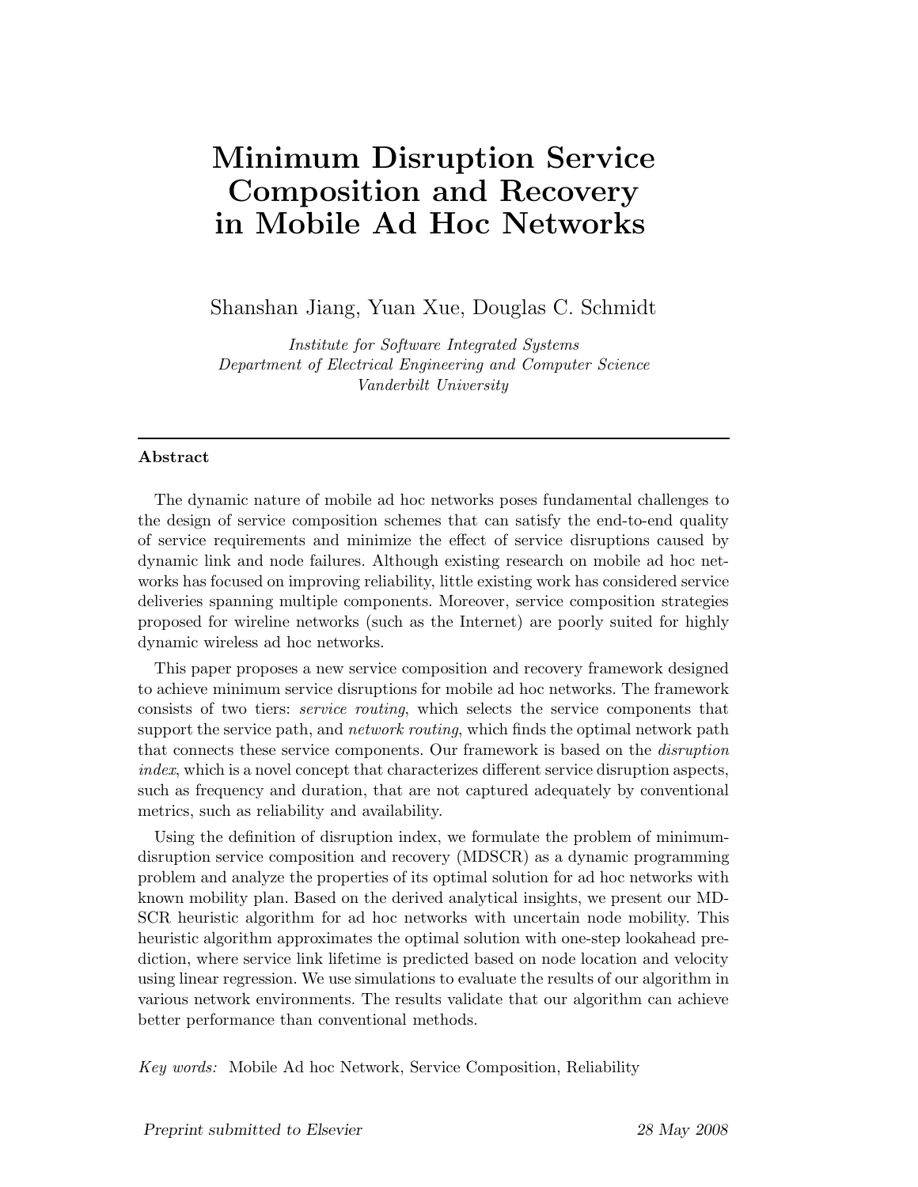# Minimum Disruption Service Composition and Recovery in Mobile Ad Hoc Networks

Shanshan Jiang, Yuan Xue, Douglas C. Schmidt

*Institute for Software Integrated Systems*
*Department of Electrical Engineering and Computer Science*
*Vanderbilt University*

---

## Abstract

The dynamic nature of mobile ad hoc networks poses fundamental challenges to the design of service composition schemes that can satisfy the end-to-end quality of service requirements and minimize the effect of service disruptions caused by dynamic link and node failures. Although existing research on mobile ad hoc networks has focused on improving reliability, little existing work has considered service deliveries spanning multiple components. Moreover, service composition strategies proposed for wireline networks (such as the Internet) are poorly suited for highly dynamic wireless ad hoc networks.

This paper proposes a new service composition and recovery framework designed to achieve minimum service disruptions for mobile ad hoc networks. The framework consists of two tiers: *service routing*, which selects the service components that support the service path, and *network routing*, which finds the optimal network path that connects these service components. Our framework is based on the *disruption index*, which is a novel concept that characterizes different service disruption aspects, such as frequency and duration, that are not captured adequately by conventional metrics, such as reliability and availability.

Using the definition of disruption index, we formulate the problem of minimum-disruption service composition and recovery (MDSCR) as a dynamic programming problem and analyze the properties of its optimal solution for ad hoc networks with known mobility plan. Based on the derived analytical insights, we present our MDSCR heuristic algorithm for ad hoc networks with uncertain node mobility. This heuristic algorithm approximates the optimal solution with one-step lookahead prediction, where service link lifetime is predicted based on node location and velocity using linear regression. We use simulations to evaluate the results of our algorithm in various network environments. The results validate that our algorithm can achieve better performance than conventional methods.

*Key words:* Mobile Ad hoc Network, Service Composition, Reliability

*Preprint submitted to Elsevier* 28 May 2008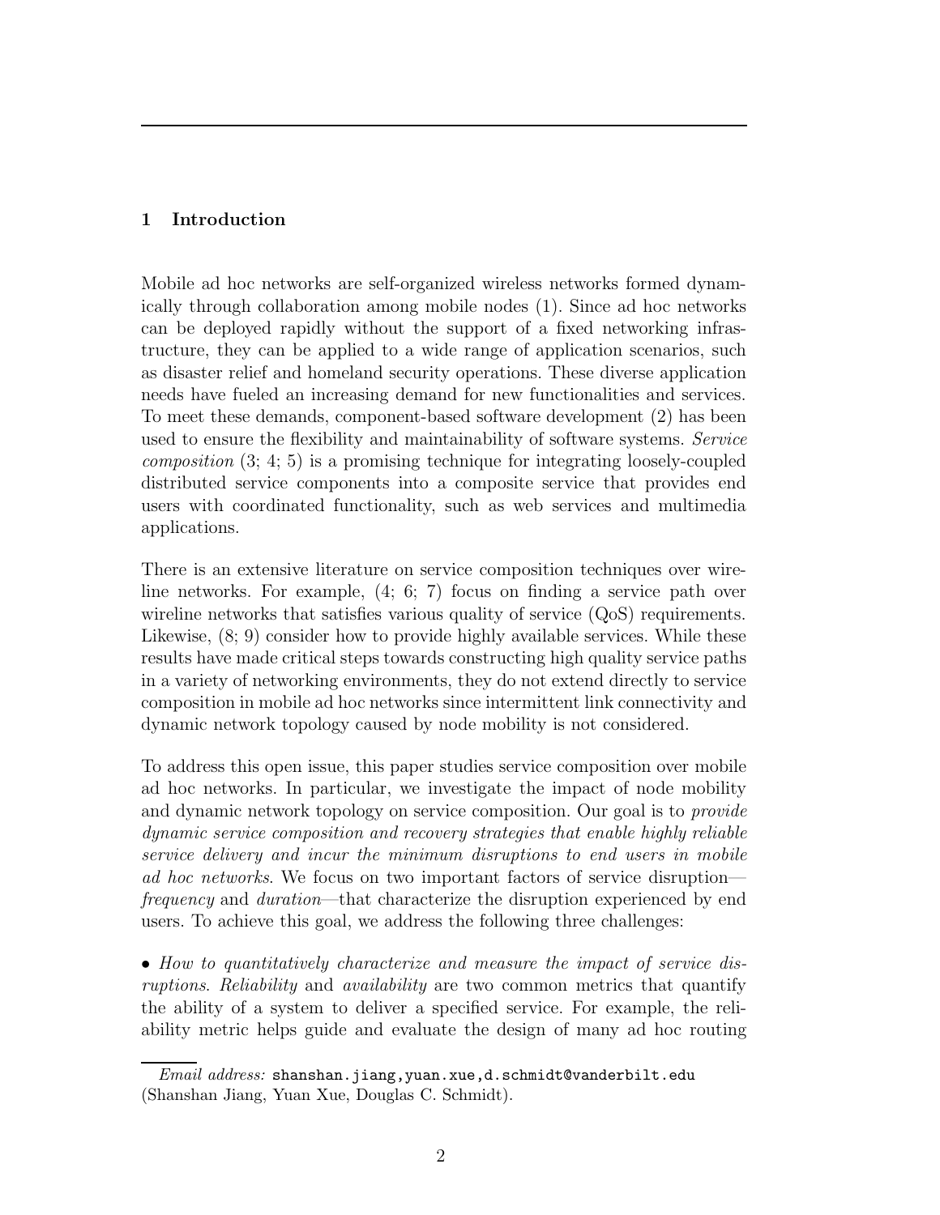## 1 Introduction

Mobile ad hoc networks are self-organized wireless networks formed dynamically through collaboration among mobile nodes (1). Since ad hoc networks can be deployed rapidly without the support of a fixed networking infrastructure, they can be applied to a wide range of application scenarios, such as disaster relief and homeland security operations. These diverse application needs have fueled an increasing demand for new functionalities and services. To meet these demands, component-based software development (2) has been used to ensure the flexibility and maintainability of software systems. *Service composition* (3; 4; 5) is a promising technique for integrating loosely-coupled distributed service components into a composite service that provides end users with coordinated functionality, such as web services and multimedia applications.

There is an extensive literature on service composition techniques over wireline networks. For example, (4; 6; 7) focus on finding a service path over wireline networks that satisfies various quality of service (QoS) requirements. Likewise, (8; 9) consider how to provide highly available services. While these results have made critical steps towards constructing high quality service paths in a variety of networking environments, they do not extend directly to service composition in mobile ad hoc networks since intermittent link connectivity and dynamic network topology caused by node mobility is not considered.

To address this open issue, this paper studies service composition over mobile ad hoc networks. In particular, we investigate the impact of node mobility and dynamic network topology on service composition. Our goal is to *provide dynamic service composition and recovery strategies that enable highly reliable service delivery and incur the minimum disruptions to end users in mobile ad hoc networks*. We focus on two important factors of service disruption—*frequency* and *duration*—that characterize the disruption experienced by end users. To achieve this goal, we address the following three challenges:

• *How to quantitatively characterize and measure the impact of service disruptions*. *Reliability* and *availability* are two common metrics that quantify the ability of a system to deliver a specified service. For example, the reliability metric helps guide and evaluate the design of many ad hoc routing

*Email address:* shanshan.jiang,yuan.xue,d.schmidt@vanderbilt.edu (Shanshan Jiang, Yuan Xue, Douglas C. Schmidt).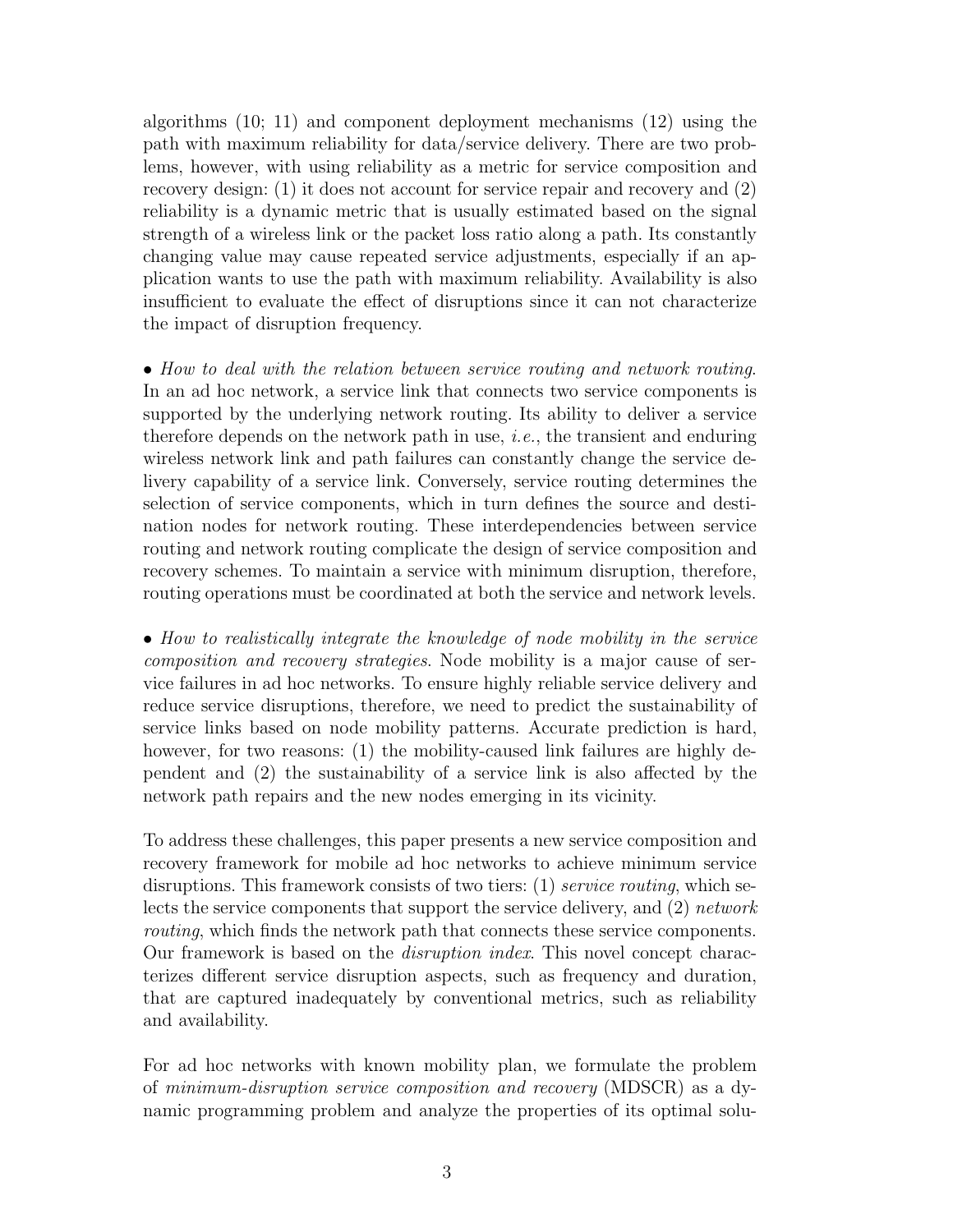algorithms (10; 11) and component deployment mechanisms (12) using the path with maximum reliability for data/service delivery. There are two problems, however, with using reliability as a metric for service composition and recovery design: (1) it does not account for service repair and recovery and (2) reliability is a dynamic metric that is usually estimated based on the signal strength of a wireless link or the packet loss ratio along a path. Its constantly changing value may cause repeated service adjustments, especially if an application wants to use the path with maximum reliability. Availability is also insufficient to evaluate the effect of disruptions since it can not characterize the impact of disruption frequency.

• *How to deal with the relation between service routing and network routing.* In an ad hoc network, a service link that connects two service components is supported by the underlying network routing. Its ability to deliver a service therefore depends on the network path in use, *i.e.*, the transient and enduring wireless network link and path failures can constantly change the service delivery capability of a service link. Conversely, service routing determines the selection of service components, which in turn defines the source and destination nodes for network routing. These interdependencies between service routing and network routing complicate the design of service composition and recovery schemes. To maintain a service with minimum disruption, therefore, routing operations must be coordinated at both the service and network levels.

• *How to realistically integrate the knowledge of node mobility in the service composition and recovery strategies.* Node mobility is a major cause of service failures in ad hoc networks. To ensure highly reliable service delivery and reduce service disruptions, therefore, we need to predict the sustainability of service links based on node mobility patterns. Accurate prediction is hard, however, for two reasons: (1) the mobility-caused link failures are highly dependent and (2) the sustainability of a service link is also affected by the network path repairs and the new nodes emerging in its vicinity.

To address these challenges, this paper presents a new service composition and recovery framework for mobile ad hoc networks to achieve minimum service disruptions. This framework consists of two tiers: (1) *service routing*, which selects the service components that support the service delivery, and (2) *network routing*, which finds the network path that connects these service components. Our framework is based on the *disruption index*. This novel concept characterizes different service disruption aspects, such as frequency and duration, that are captured inadequately by conventional metrics, such as reliability and availability.

For ad hoc networks with known mobility plan, we formulate the problem of *minimum-disruption service composition and recovery* (MDSCR) as a dynamic programming problem and analyze the properties of its optimal solu-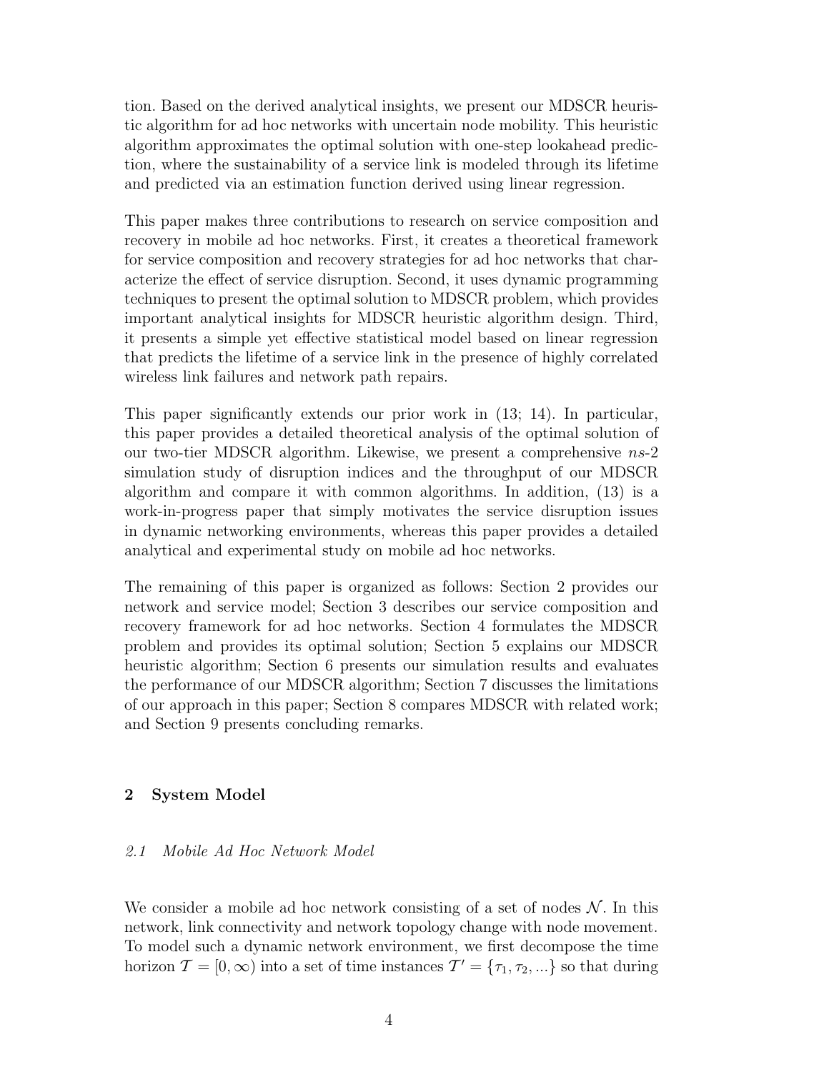tion. Based on the derived analytical insights, we present our MDSCR heuristic algorithm for ad hoc networks with uncertain node mobility. This heuristic algorithm approximates the optimal solution with one-step lookahead prediction, where the sustainability of a service link is modeled through its lifetime and predicted via an estimation function derived using linear regression.

This paper makes three contributions to research on service composition and recovery in mobile ad hoc networks. First, it creates a theoretical framework for service composition and recovery strategies for ad hoc networks that characterize the effect of service disruption. Second, it uses dynamic programming techniques to present the optimal solution to MDSCR problem, which provides important analytical insights for MDSCR heuristic algorithm design. Third, it presents a simple yet effective statistical model based on linear regression that predicts the lifetime of a service link in the presence of highly correlated wireless link failures and network path repairs.

This paper significantly extends our prior work in (13; 14). In particular, this paper provides a detailed theoretical analysis of the optimal solution of our two-tier MDSCR algorithm. Likewise, we present a comprehensive *ns*-2 simulation study of disruption indices and the throughput of our MDSCR algorithm and compare it with common algorithms. In addition, (13) is a work-in-progress paper that simply motivates the service disruption issues in dynamic networking environments, whereas this paper provides a detailed analytical and experimental study on mobile ad hoc networks.

The remaining of this paper is organized as follows: Section 2 provides our network and service model; Section 3 describes our service composition and recovery framework for ad hoc networks. Section 4 formulates the MDSCR problem and provides its optimal solution; Section 5 explains our MDSCR heuristic algorithm; Section 6 presents our simulation results and evaluates the performance of our MDSCR algorithm; Section 7 discusses the limitations of our approach in this paper; Section 8 compares MDSCR with related work; and Section 9 presents concluding remarks.

## 2 System Model

### 2.1 Mobile Ad Hoc Network Model

We consider a mobile ad hoc network consisting of a set of nodes $\mathcal{N}$. In this network, link connectivity and network topology change with node movement. To model such a dynamic network environment, we first decompose the time horizon $\mathcal{T} = [0, \infty)$ into a set of time instances $\mathcal{T}' = \{\tau_1, \tau_2, ...\}$ so that during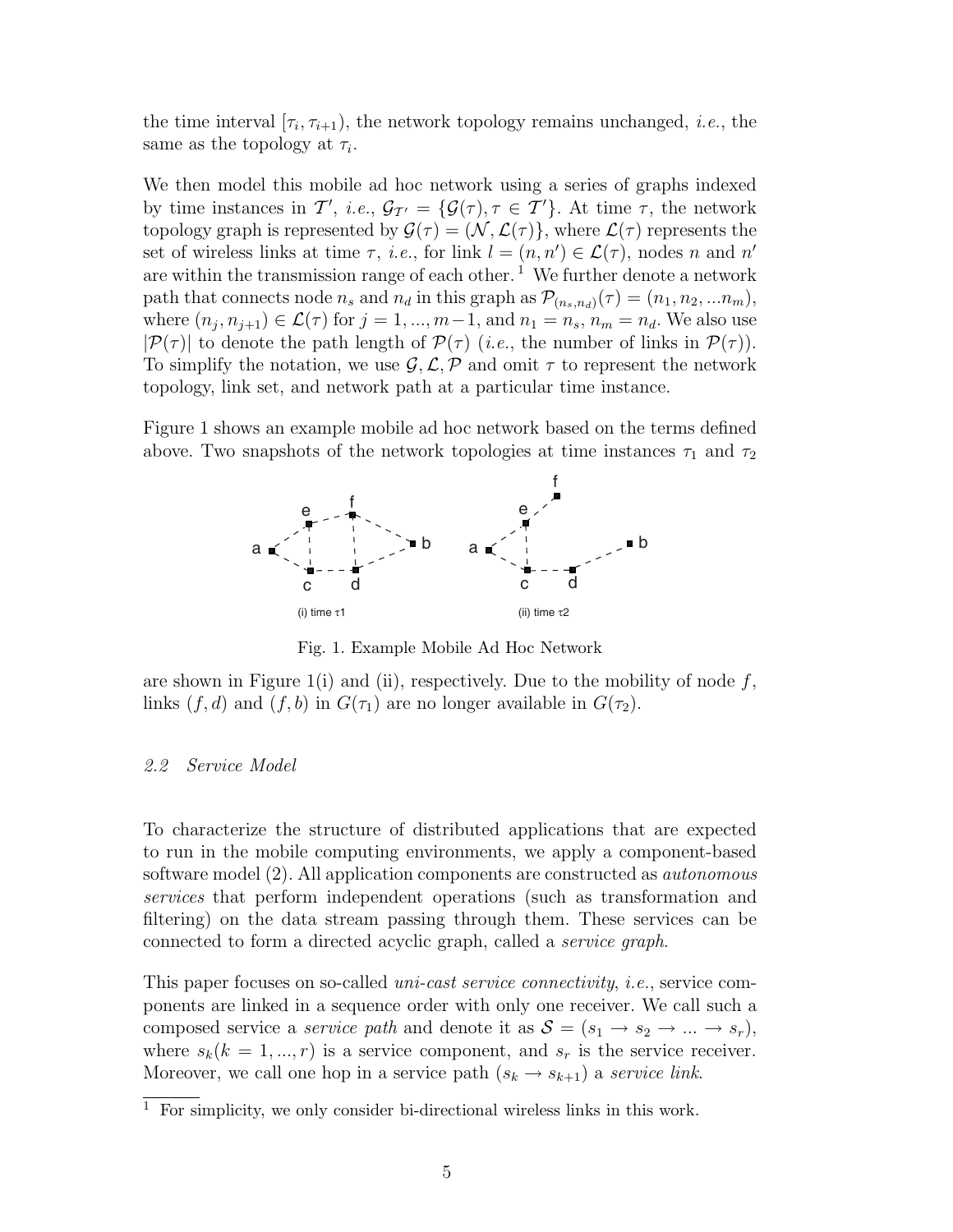the time interval $[\tau_i, \tau_{i+1})$, the network topology remains unchanged, *i.e.*, the same as the topology at $\tau_i$.

We then model this mobile ad hoc network using a series of graphs indexed by time instances in $\mathcal{T}'$, *i.e.*, $\mathcal{G}_{\mathcal{T}'} = \{\mathcal{G}(\tau), \tau \in \mathcal{T}'\}$. At time $\tau$, the network topology graph is represented by $\mathcal{G}(\tau) = (\mathcal{N}, \mathcal{L}(\tau)\}$, where $\mathcal{L}(\tau)$ represents the set of wireless links at time $\tau$, *i.e.*, for link $l = (n, n') \in \mathcal{L}(\tau)$, nodes $n$ and $n'$ are within the transmission range of each other. [1] We further denote a network path that connects node $n_s$ and $n_d$ in this graph as $\mathcal{P}_{(n_s,n_d)}(\tau) = (n_1, n_2, ...n_m)$, where $(n_j, n_{j+1}) \in \mathcal{L}(\tau)$ for $j = 1, ..., m-1$, and $n_1 = n_s$, $n_m = n_d$. We also use $|\mathcal{P}(\tau)|$ to denote the path length of $\mathcal{P}(\tau)$ (*i.e.*, the number of links in $\mathcal{P}(\tau)$). To simplify the notation, we use $\mathcal{G}, \mathcal{L}, \mathcal{P}$ and omit $\tau$ to represent the network topology, link set, and network path at a particular time instance.

Figure 1 shows an example mobile ad hoc network based on the terms defined above. Two snapshots of the network topologies at time instances $\tau_1$ and $\tau_2$ are shown in Figure 1(i) and (ii), respectively. Due to the mobility of node $f$, links $(f, d)$ and $(f, b)$ in $G(\tau_1)$ are no longer available in $G(\tau_2)$.

(i) time τ1 (ii) time τ2

Fig. 1. Example Mobile Ad Hoc Network

### 2.2 Service Model

To characterize the structure of distributed applications that are expected to run in the mobile computing environments, we apply a component-based software model (2). All application components are constructed as *autonomous services* that perform independent operations (such as transformation and filtering) on the data stream passing through them. These services can be connected to form a directed acyclic graph, called a *service graph*.

This paper focuses on so-called *uni-cast service connectivity*, *i.e.*, service components are linked in a sequence order with only one receiver. We call such a composed service a *service path* and denote it as $\mathcal{S} = (s_1 \to s_2 \to ... \to s_r)$, where $s_k (k = 1, ..., r)$ is a service component, and $s_r$ is the service receiver. Moreover, we call one hop in a service path $(s_k \to s_{k+1})$ a *service link*.

[1] For simplicity, we only consider bi-directional wireless links in this work.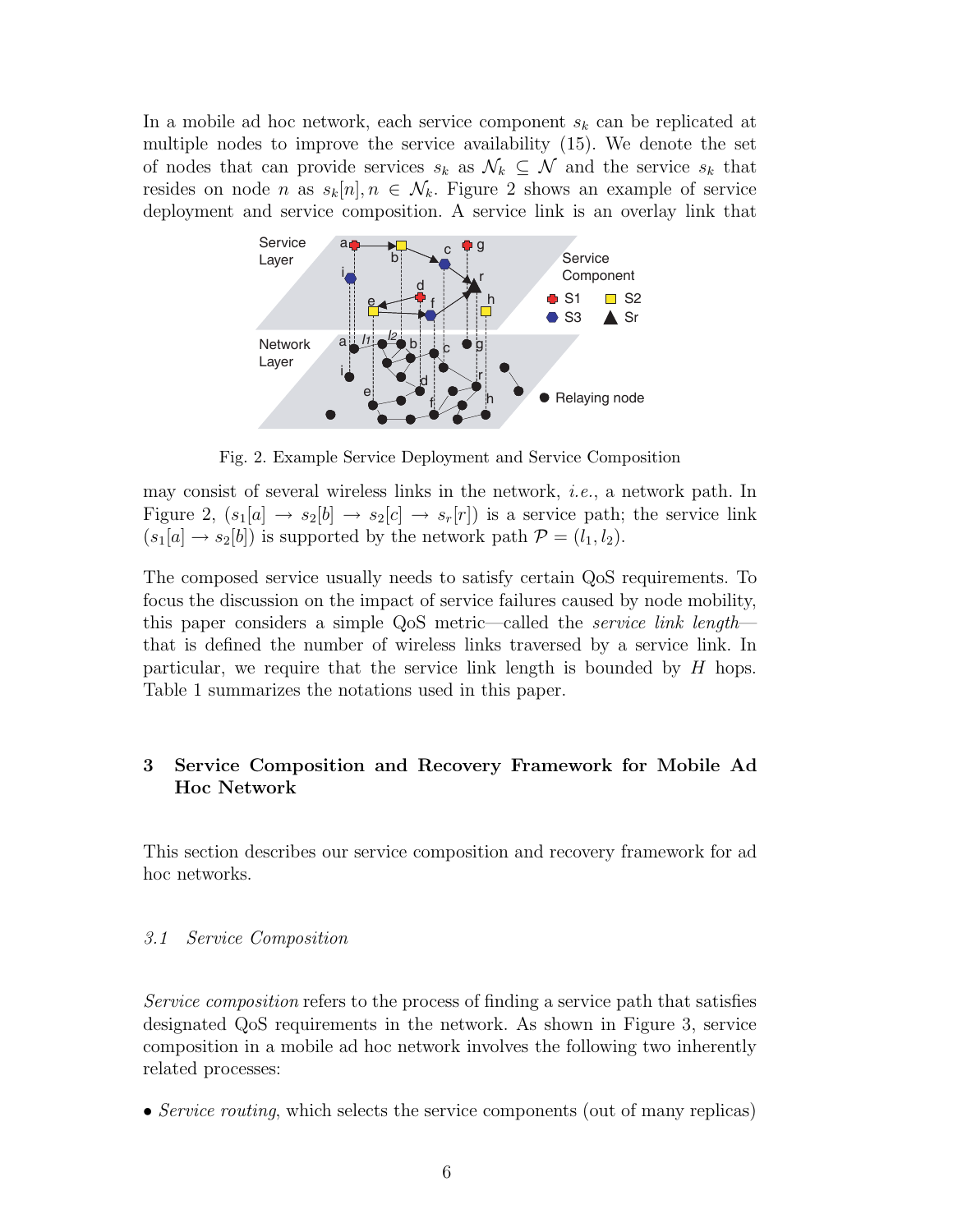In a mobile ad hoc network, each service component $s_k$ can be replicated at multiple nodes to improve the service availability (15). We denote the set of nodes that can provide services $s_k$ as $\mathcal{N}_k \subseteq \mathcal{N}$ and the service $s_k$ that resides on node $n$ as $s_k[n], n \in \mathcal{N}_k$. Figure 2 shows an example of service deployment and service composition. A service link is an overlay link that

Fig. 2. Example Service Deployment and Service Composition

may consist of several wireless links in the network, *i.e.*, a network path. In Figure 2, $(s_1[a] \rightarrow s_2[b] \rightarrow s_2[c] \rightarrow s_r[r])$ is a service path; the service link $(s_1[a] \rightarrow s_2[b])$ is supported by the network path $\mathcal{P} = (l_1, l_2)$.

The composed service usually needs to satisfy certain QoS requirements. To focus the discussion on the impact of service failures caused by node mobility, this paper considers a simple QoS metric—called the *service link length*—that is defined the number of wireless links traversed by a service link. In particular, we require that the service link length is bounded by $H$ hops. Table 1 summarizes the notations used in this paper.

## 3 Service Composition and Recovery Framework for Mobile Ad Hoc Network

This section describes our service composition and recovery framework for ad hoc networks.

### 3.1 Service Composition

*Service composition* refers to the process of finding a service path that satisfies designated QoS requirements in the network. As shown in Figure 3, service composition in a mobile ad hoc network involves the following two inherently related processes:

- *Service routing*, which selects the service components (out of many replicas)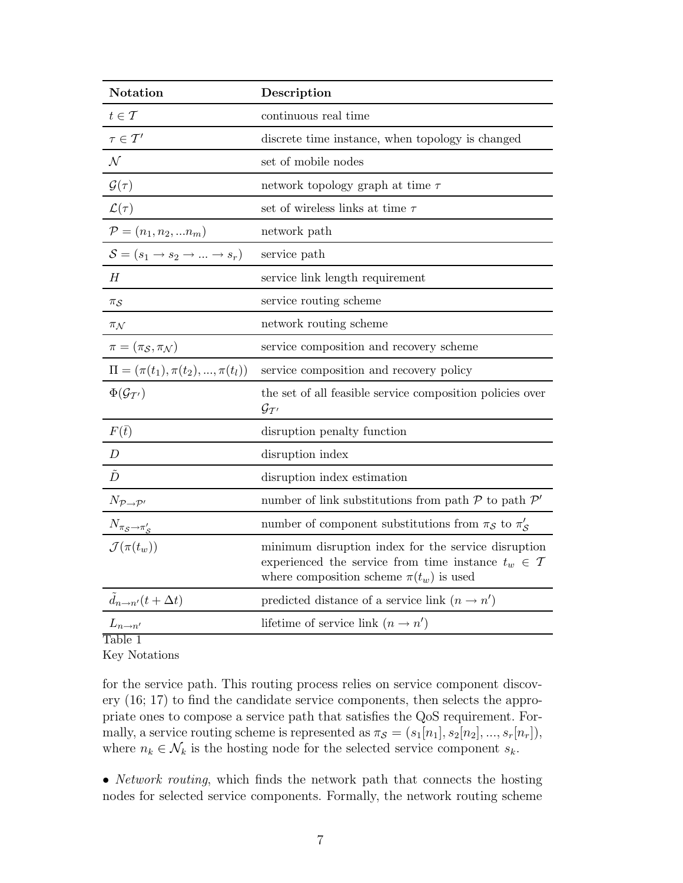| Notation | Description |
|---|---|
| $t \in \mathcal{T}$ | continuous real time |
| $\tau \in \mathcal{T}'$ | discrete time instance, when topology is changed |
| $\mathcal{N}$ | set of mobile nodes |
| $\mathcal{G}(\tau)$ | network topology graph at time $\tau$ |
| $\mathcal{L}(\tau)$ | set of wireless links at time $\tau$ |
| $\mathcal{P} = (n_1, n_2, ...n_m)$ | network path |
| $\mathcal{S} = (s_1 \rightarrow s_2 \rightarrow ... \rightarrow s_r)$ | service path |
| $H$ | service link length requirement |
| $\pi_{\mathcal{S}}$ | service routing scheme |
| $\pi_{\mathcal{N}}$ | network routing scheme |
| $\pi = (\pi_{\mathcal{S}}, \pi_{\mathcal{N}})$ | service composition and recovery scheme |
| $\Pi = (\pi(t_1), \pi(t_2), ..., \pi(t_l))$ | service composition and recovery policy |
| $\Phi(\mathcal{G}_{\mathcal{T}'})$ | the set of all feasible service composition policies over $\mathcal{G}_{\mathcal{T}'}$ |
| $F(\bar{t})$ | disruption penalty function |
| $D$ | disruption index |
| $\tilde{D}$ | disruption index estimation |
| $N_{\mathcal{P} \rightarrow \mathcal{P}'}$ | number of link substitutions from path $\mathcal{P}$ to path $\mathcal{P}'$ |
| $N_{\pi_{\mathcal{S}} \rightarrow \pi'_{\mathcal{S}}}$ | number of component substitutions from $\pi_{\mathcal{S}}$ to $\pi'_{\mathcal{S}}$ |
| $\mathcal{J}(\pi(t_w))$ | minimum disruption index for the service disruption experienced the service from time instance $t_w \in \mathcal{T}$ where composition scheme $\pi(t_w)$ is used |
| $\tilde{d}_{n \rightarrow n'}(t + \Delta t)$ | predicted distance of a service link $(n \rightarrow n')$ |
| $L_{n \rightarrow n'}$ | lifetime of service link $(n \rightarrow n')$ |

Table 1
Key Notations

for the service path. This routing process relies on service component discovery (16; 17) to find the candidate service components, then selects the appropriate ones to compose a service path that satisfies the QoS requirement. Formally, a service routing scheme is represented as $\pi_{\mathcal{S}} = (s_1[n_1], s_2[n_2], ..., s_r[n_r])$, where $n_k \in \mathcal{N}_k$ is the hosting node for the selected service component $s_k$.

• *Network routing*, which finds the network path that connects the hosting nodes for selected service components. Formally, the network routing scheme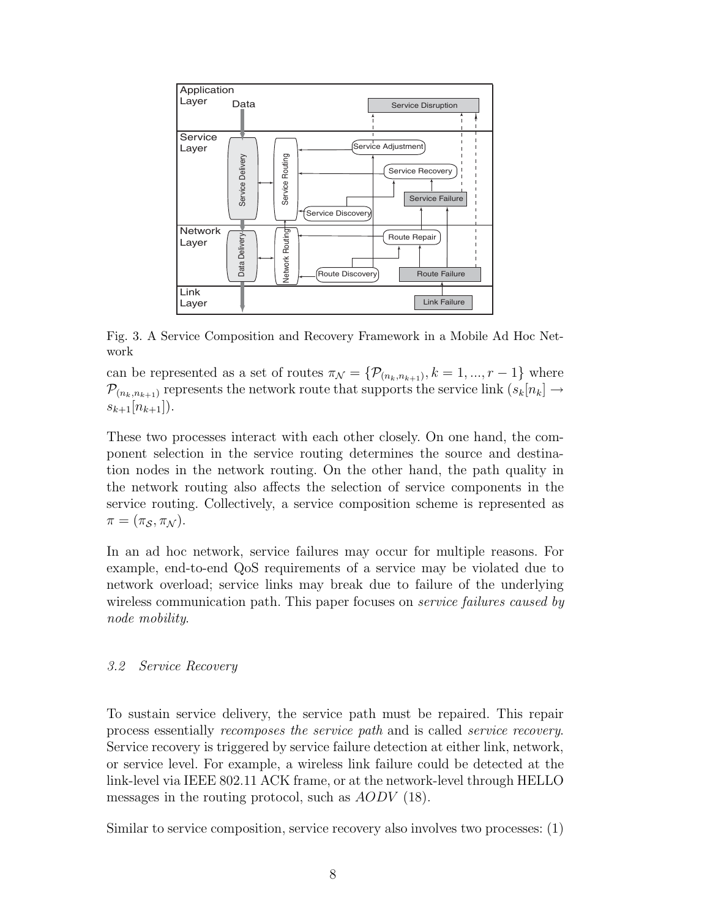Fig. 3. A Service Composition and Recovery Framework in a Mobile Ad Hoc Network

can be represented as a set of routes $\pi_{\mathcal{N}} = \{\mathcal{P}_{(n_k,n_{k+1})}, k = 1, ..., r-1\}$ where $\mathcal{P}_{(n_k,n_{k+1})}$ represents the network route that supports the service link $(s_k[n_k] \rightarrow s_{k+1}[n_{k+1}])$.

These two processes interact with each other closely. On one hand, the component selection in the service routing determines the source and destination nodes in the network routing. On the other hand, the path quality in the network routing also affects the selection of service components in the service routing. Collectively, a service composition scheme is represented as $\pi = (\pi_{\mathcal{S}}, \pi_{\mathcal{N}})$.

In an ad hoc network, service failures may occur for multiple reasons. For example, end-to-end QoS requirements of a service may be violated due to network overload; service links may break due to failure of the underlying wireless communication path. This paper focuses on *service failures caused by node mobility*.

### 3.2 Service Recovery

To sustain service delivery, the service path must be repaired. This repair process essentially *recomposes the service path* and is called *service recovery*. Service recovery is triggered by service failure detection at either link, network, or service level. For example, a wireless link failure could be detected at the link-level via IEEE 802.11 ACK frame, or at the network-level through HELLO messages in the routing protocol, such as *AODV* (18).

Similar to service composition, service recovery also involves two processes: (1)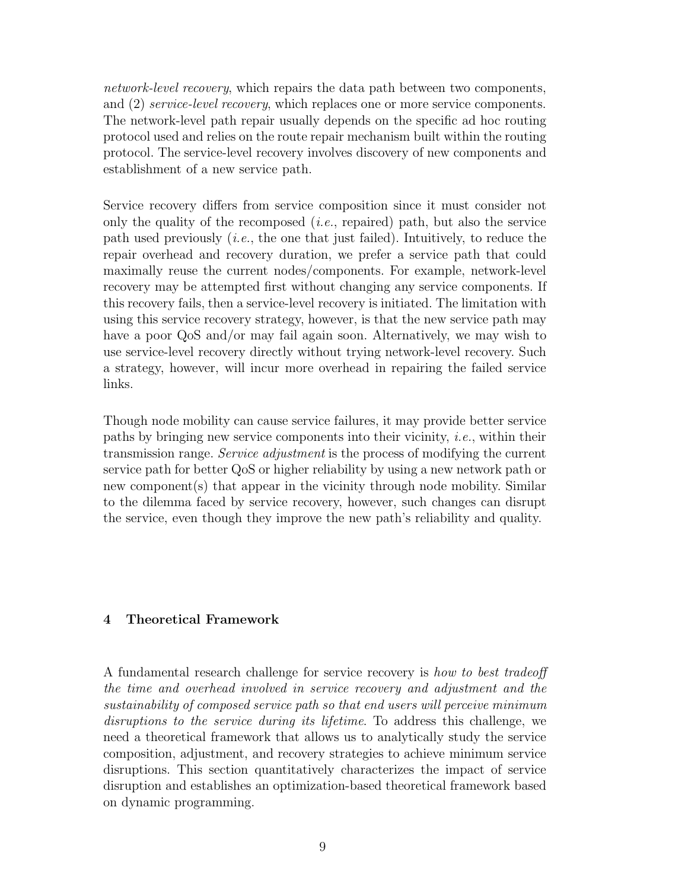*network-level recovery*, which repairs the data path between two components, and (2) *service-level recovery*, which replaces one or more service components. The network-level path repair usually depends on the specific ad hoc routing protocol used and relies on the route repair mechanism built within the routing protocol. The service-level recovery involves discovery of new components and establishment of a new service path.

Service recovery differs from service composition since it must consider not only the quality of the recomposed (*i.e.*, repaired) path, but also the service path used previously (*i.e.*, the one that just failed). Intuitively, to reduce the repair overhead and recovery duration, we prefer a service path that could maximally reuse the current nodes/components. For example, network-level recovery may be attempted first without changing any service components. If this recovery fails, then a service-level recovery is initiated. The limitation with using this service recovery strategy, however, is that the new service path may have a poor QoS and/or may fail again soon. Alternatively, we may wish to use service-level recovery directly without trying network-level recovery. Such a strategy, however, will incur more overhead in repairing the failed service links.

Though node mobility can cause service failures, it may provide better service paths by bringing new service components into their vicinity, *i.e.*, within their transmission range. *Service adjustment* is the process of modifying the current service path for better QoS or higher reliability by using a new network path or new component(s) that appear in the vicinity through node mobility. Similar to the dilemma faced by service recovery, however, such changes can disrupt the service, even though they improve the new path's reliability and quality.

## 4 Theoretical Framework

A fundamental research challenge for service recovery is *how to best tradeoff the time and overhead involved in service recovery and adjustment and the sustainability of composed service path so that end users will perceive minimum disruptions to the service during its lifetime*. To address this challenge, we need a theoretical framework that allows us to analytically study the service composition, adjustment, and recovery strategies to achieve minimum service disruptions. This section quantitatively characterizes the impact of service disruption and establishes an optimization-based theoretical framework based on dynamic programming.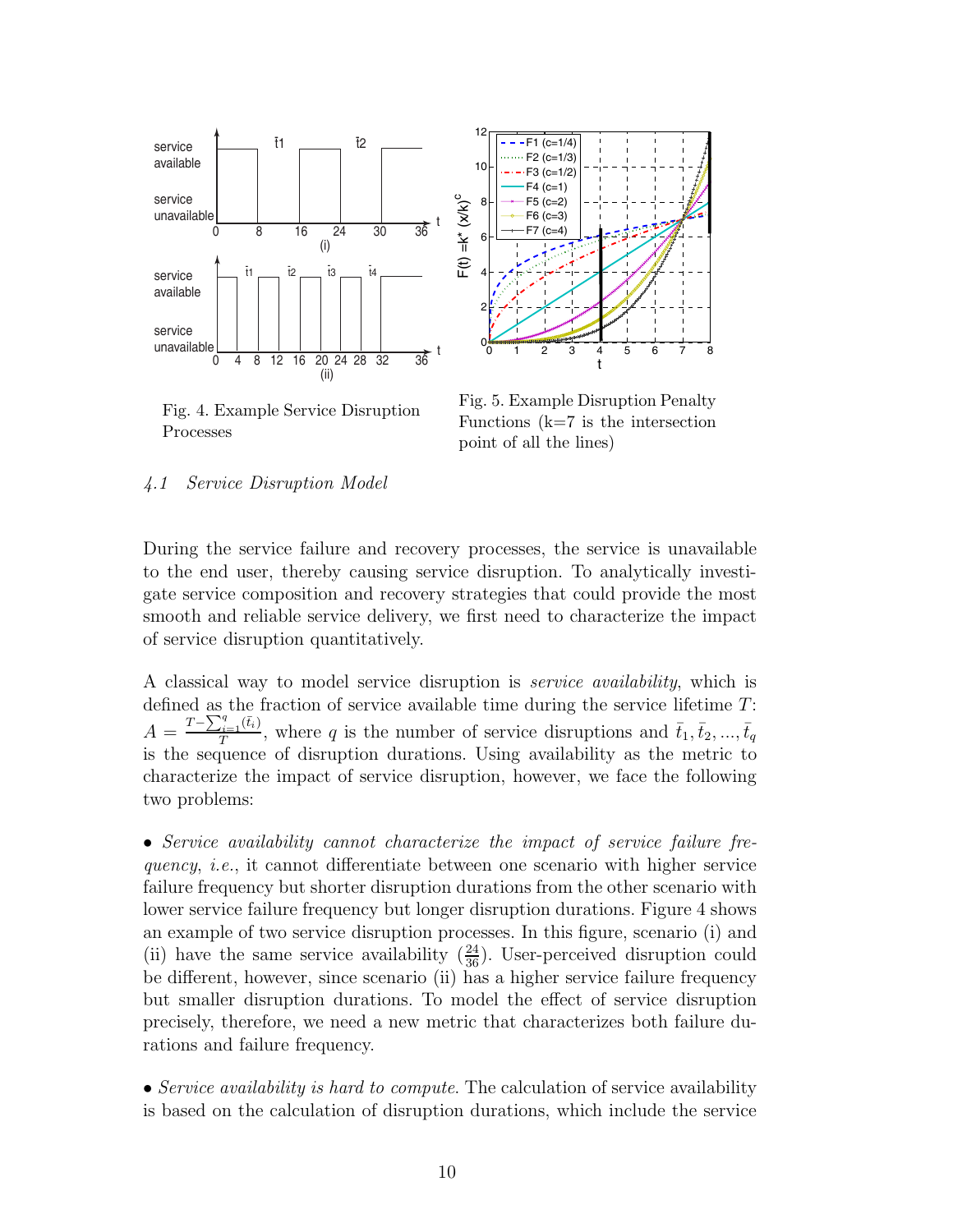Fig. 4. Example Service Disruption Processes

Fig. 5. Example Disruption Penalty Functions (k=7 is the intersection point of all the lines)

### 4.1 Service Disruption Model

During the service failure and recovery processes, the service is unavailable to the end user, thereby causing service disruption. To analytically investigate service composition and recovery strategies that could provide the most smooth and reliable service delivery, we first need to characterize the impact of service disruption quantitatively.

A classical way to model service disruption is *service availability*, which is defined as the fraction of service available time during the service lifetime $T$: $A = \frac{T - \sum_{i=1}^{q}(\bar{t}_i)}{T}$, where $q$ is the number of service disruptions and $\bar{t}_1, \bar{t}_2, ..., \bar{t}_q$ is the sequence of disruption durations. Using availability as the metric to characterize the impact of service disruption, however, we face the following two problems:

- *Service availability cannot characterize the impact of service failure frequency*, *i.e.*, it cannot differentiate between one scenario with higher service failure frequency but shorter disruption durations from the other scenario with lower service failure frequency but longer disruption durations. Figure 4 shows an example of two service disruption processes. In this figure, scenario (i) and (ii) have the same service availability ($\frac{24}{36}$). User-perceived disruption could be different, however, since scenario (ii) has a higher service failure frequency but smaller disruption durations. To model the effect of service disruption precisely, therefore, we need a new metric that characterizes both failure durations and failure frequency.

- *Service availability is hard to compute*. The calculation of service availability is based on the calculation of disruption durations, which include the service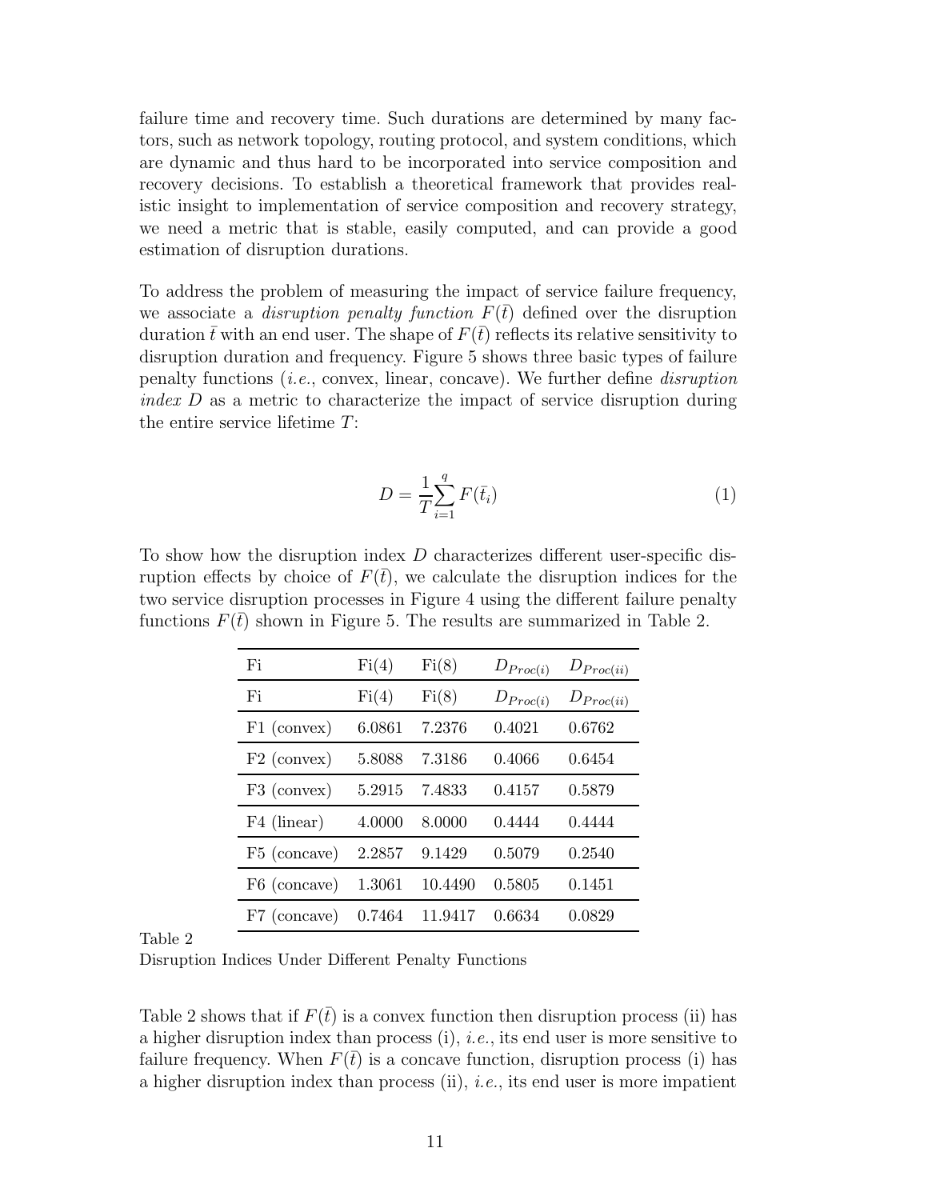failure time and recovery time. Such durations are determined by many factors, such as network topology, routing protocol, and system conditions, which are dynamic and thus hard to be incorporated into service composition and recovery decisions. To establish a theoretical framework that provides realistic insight to implementation of service composition and recovery strategy, we need a metric that is stable, easily computed, and can provide a good estimation of disruption durations.

To address the problem of measuring the impact of service failure frequency, we associate a *disruption penalty function* $F(\bar{t})$ defined over the disruption duration $\bar{t}$ with an end user. The shape of $F(\bar{t})$ reflects its relative sensitivity to disruption duration and frequency. Figure 5 shows three basic types of failure penalty functions (*i.e.*, convex, linear, concave). We further define *disruption index* $D$ as a metric to characterize the impact of service disruption during the entire service lifetime $T$:

$$D = \frac{1}{T}\sum_{i=1}^{q} F(\bar{t}_i) \tag{1}$$

To show how the disruption index $D$ characterizes different user-specific disruption effects by choice of $F(\bar{t})$, we calculate the disruption indices for the two service disruption processes in Figure 4 using the different failure penalty functions $F(\bar{t})$ shown in Figure 5. The results are summarized in Table 2.

| Fi | Fi(4) | Fi(8) | $D_{Proc(i)}$ | $D_{Proc(ii)}$ |
|---|---|---|---|---|
| Fi | Fi(4) | Fi(8) | $D_{Proc(i)}$ | $D_{Proc(ii)}$ |
| F1 (convex) | 6.0861 | 7.2376 | 0.4021 | 0.6762 |
| F2 (convex) | 5.8088 | 7.3186 | 0.4066 | 0.6454 |
| F3 (convex) | 5.2915 | 7.4833 | 0.4157 | 0.5879 |
| F4 (linear) | 4.0000 | 8.0000 | 0.4444 | 0.4444 |
| F5 (concave) | 2.2857 | 9.1429 | 0.5079 | 0.2540 |
| F6 (concave) | 1.3061 | 10.4490 | 0.5805 | 0.1451 |
| F7 (concave) | 0.7464 | 11.9417 | 0.6634 | 0.0829 |

Table 2
Disruption Indices Under Different Penalty Functions

Table 2 shows that if $F(\bar{t})$ is a convex function then disruption process (ii) has a higher disruption index than process (i), *i.e.*, its end user is more sensitive to failure frequency. When $F(\bar{t})$ is a concave function, disruption process (i) has a higher disruption index than process (ii), *i.e.*, its end user is more impatient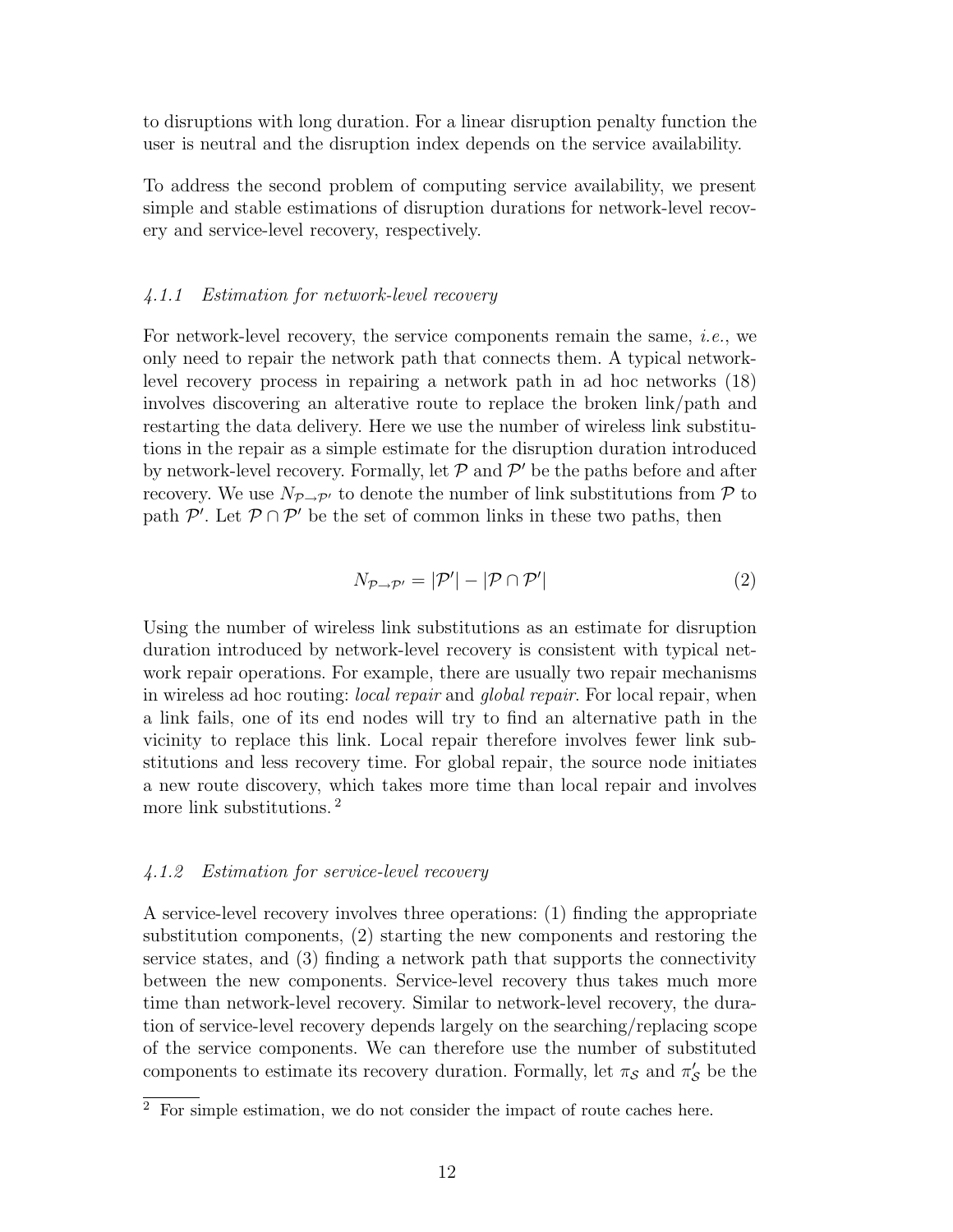to disruptions with long duration. For a linear disruption penalty function the user is neutral and the disruption index depends on the service availability.

To address the second problem of computing service availability, we present simple and stable estimations of disruption durations for network-level recovery and service-level recovery, respectively.

#### *4.1.1 Estimation for network-level recovery*

For network-level recovery, the service components remain the same, *i.e.*, we only need to repair the network path that connects them. A typical network-level recovery process in repairing a network path in ad hoc networks (18) involves discovering an alterative route to replace the broken link/path and restarting the data delivery. Here we use the number of wireless link substitutions in the repair as a simple estimate for the disruption duration introduced by network-level recovery. Formally, let $\mathcal{P}$ and $\mathcal{P}'$ be the paths before and after recovery. We use $N_{\mathcal{P}\to\mathcal{P}'}$ to denote the number of link substitutions from $\mathcal{P}$ to path $\mathcal{P}'$. Let $\mathcal{P}\cap\mathcal{P}'$ be the set of common links in these two paths, then

$$N_{\mathcal{P}\to\mathcal{P}'} = |\mathcal{P}'| - |\mathcal{P}\cap\mathcal{P}'| \tag{2}$$

Using the number of wireless link substitutions as an estimate for disruption duration introduced by network-level recovery is consistent with typical network repair operations. For example, there are usually two repair mechanisms in wireless ad hoc routing: *local repair* and *global repair*. For local repair, when a link fails, one of its end nodes will try to find an alternative path in the vicinity to replace this link. Local repair therefore involves fewer link substitutions and less recovery time. For global repair, the source node initiates a new route discovery, which takes more time than local repair and involves more link substitutions. [2]

#### *4.1.2 Estimation for service-level recovery*

A service-level recovery involves three operations: (1) finding the appropriate substitution components, (2) starting the new components and restoring the service states, and (3) finding a network path that supports the connectivity between the new components. Service-level recovery thus takes much more time than network-level recovery. Similar to network-level recovery, the duration of service-level recovery depends largely on the searching/replacing scope of the service components. We can therefore use the number of substituted components to estimate its recovery duration. Formally, let $\pi_{\mathcal{S}}$ and $\pi'_{\mathcal{S}}$ be the

[2] For simple estimation, we do not consider the impact of route caches here.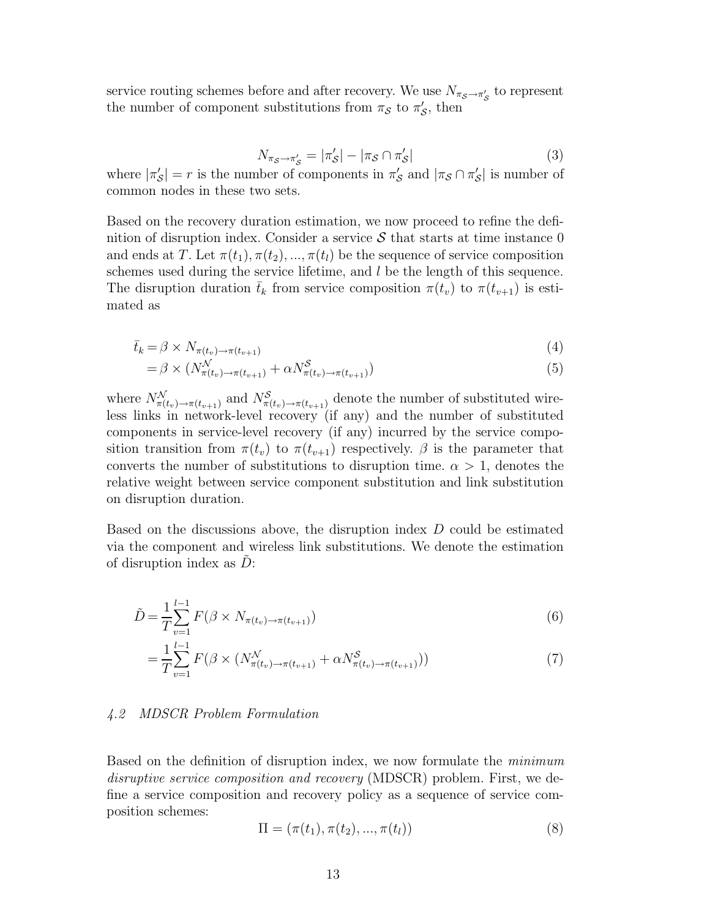service routing schemes before and after recovery. We use $N_{\pi_{\mathcal{S}} \to \pi'_{\mathcal{S}}}$ to represent the number of component substitutions from $\pi_{\mathcal{S}}$ to $\pi'_{\mathcal{S}}$, then

$$N_{\pi_{\mathcal{S}} \to \pi'_{\mathcal{S}}} = |\pi'_{\mathcal{S}}| - |\pi_{\mathcal{S}} \cap \pi'_{\mathcal{S}}| \tag{3}$$

where $|\pi'_{\mathcal{S}}| = r$ is the number of components in $\pi'_{\mathcal{S}}$ and $|\pi_{\mathcal{S}} \cap \pi'_{\mathcal{S}}|$ is number of common nodes in these two sets.

Based on the recovery duration estimation, we now proceed to refine the definition of disruption index. Consider a service $\mathcal{S}$ that starts at time instance 0 and ends at $T$. Let $\pi(t_1), \pi(t_2), ..., \pi(t_l)$ be the sequence of service composition schemes used during the service lifetime, and $l$ be the length of this sequence. The disruption duration $\bar{t}_k$ from service composition $\pi(t_v)$ to $\pi(t_{v+1})$ is estimated as

$$\bar{t}_k = \beta \times N_{\pi(t_v) \to \pi(t_{v+1})} \tag{4}$$

$$= \beta \times (N^{\mathcal{N}}_{\pi(t_v) \to \pi(t_{v+1})} + \alpha N^{\mathcal{S}}_{\pi(t_v) \to \pi(t_{v+1})}) \tag{5}$$

where $N^{\mathcal{N}}_{\pi(t_v) \to \pi(t_{v+1})}$ and $N^{\mathcal{S}}_{\pi(t_v) \to \pi(t_{v+1})}$ denote the number of substituted wireless links in network-level recovery (if any) and the number of substituted components in service-level recovery (if any) incurred by the service composition transition from $\pi(t_v)$ to $\pi(t_{v+1})$ respectively. $\beta$ is the parameter that converts the number of substitutions to disruption time. $\alpha > 1$, denotes the relative weight between service component substitution and link substitution on disruption duration.

Based on the discussions above, the disruption index $D$ could be estimated via the component and wireless link substitutions. We denote the estimation of disruption index as $\tilde{D}$:

$$\tilde{D} = \frac{1}{T} \sum_{v=1}^{l-1} F(\beta \times N_{\pi(t_v) \to \pi(t_{v+1})}) \tag{6}$$

$$= \frac{1}{T} \sum_{v=1}^{l-1} F(\beta \times (N^{\mathcal{N}}_{\pi(t_v) \to \pi(t_{v+1})} + \alpha N^{\mathcal{S}}_{\pi(t_v) \to \pi(t_{v+1})})) \tag{7}$$

### *4.2 MDSCR Problem Formulation*

Based on the definition of disruption index, we now formulate the *minimum disruptive service composition and recovery* (MDSCR) problem. First, we define a service composition and recovery policy as a sequence of service composition schemes:

$$\Pi = (\pi(t_1), \pi(t_2), ..., \pi(t_l)) \tag{8}$$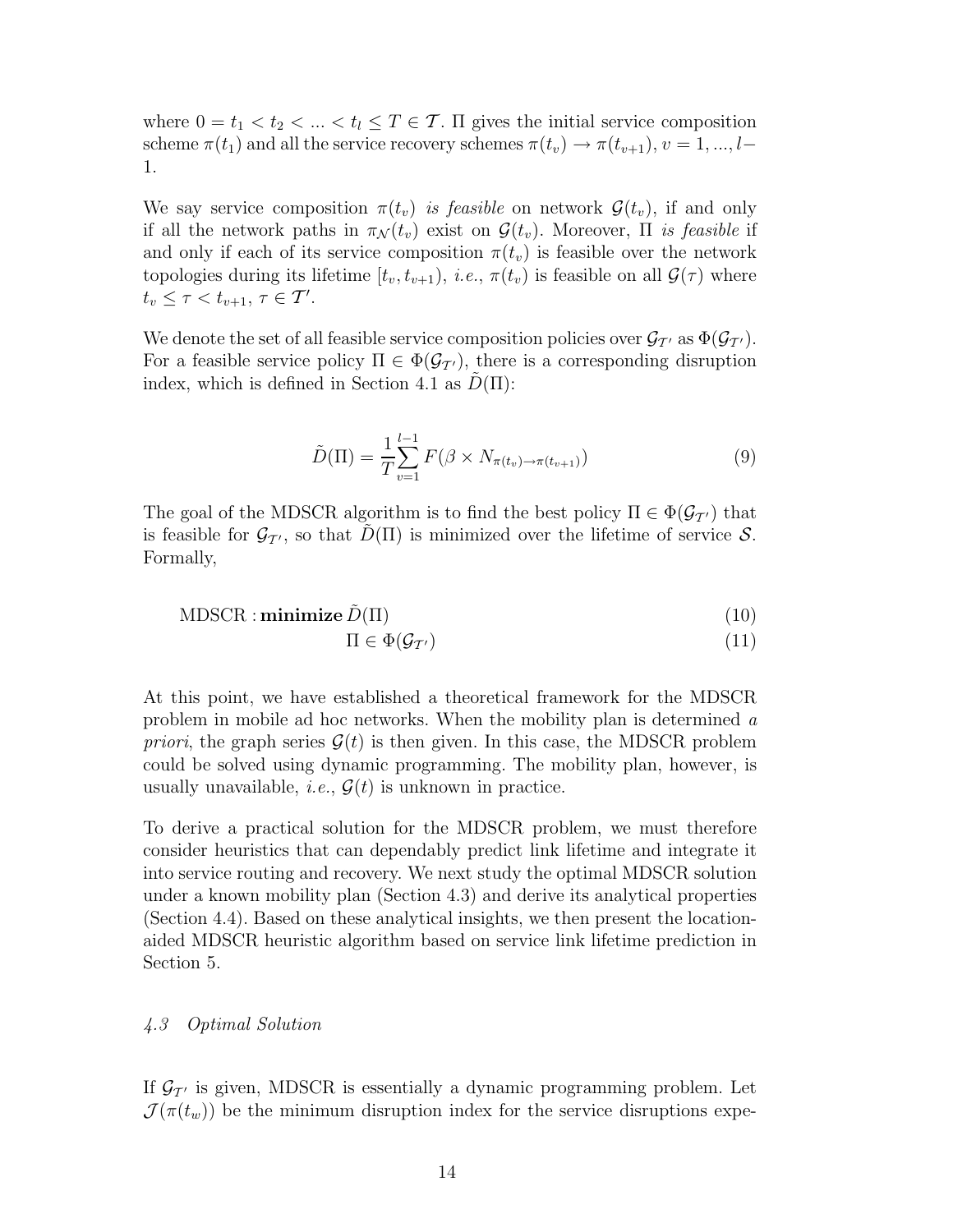where $0 = t_1 < t_2 < ... < t_l \leq T \in \mathcal{T}$. $\Pi$ gives the initial service composition scheme $\pi(t_1)$ and all the service recovery schemes $\pi(t_v) \rightarrow \pi(t_{v+1})$, $v = 1, ..., l-1$.

We say service composition $\pi(t_v)$ *is feasible* on network $\mathcal{G}(t_v)$, if and only if all the network paths in $\pi_{\mathcal{N}}(t_v)$ exist on $\mathcal{G}(t_v)$. Moreover, $\Pi$ *is feasible* if and only if each of its service composition $\pi(t_v)$ is feasible over the network topologies during its lifetime $[t_v, t_{v+1})$, *i.e.*, $\pi(t_v)$ is feasible on all $\mathcal{G}(\tau)$ where $t_v \leq \tau < t_{v+1}$, $\tau \in \mathcal{T}'$.

We denote the set of all feasible service composition policies over $\mathcal{G}_{\mathcal{T}'}$ as $\Phi(\mathcal{G}_{\mathcal{T}'})$. For a feasible service policy $\Pi \in \Phi(\mathcal{G}_{\mathcal{T}'})$, there is a corresponding disruption index, which is defined in Section 4.1 as $\tilde{D}(\Pi)$:

$$\tilde{D}(\Pi) = \frac{1}{T}\sum_{v=1}^{l-1} F(\beta \times N_{\pi(t_v) \rightarrow \pi(t_{v+1})}) \tag{9}$$

The goal of the MDSCR algorithm is to find the best policy $\Pi \in \Phi(\mathcal{G}_{\mathcal{T}'})$ that is feasible for $\mathcal{G}_{\mathcal{T}'}$, so that $\tilde{D}(\Pi)$ is minimized over the lifetime of service $\mathcal{S}$. Formally,

$$\text{MDSCR} : \textbf{minimize}\, \tilde{D}(\Pi) \tag{10}$$

$$\Pi \in \Phi(\mathcal{G}_{\mathcal{T}'}) \tag{11}$$

At this point, we have established a theoretical framework for the MDSCR problem in mobile ad hoc networks. When the mobility plan is determined *a priori*, the graph series $\mathcal{G}(t)$ is then given. In this case, the MDSCR problem could be solved using dynamic programming. The mobility plan, however, is usually unavailable, *i.e.*, $\mathcal{G}(t)$ is unknown in practice.

To derive a practical solution for the MDSCR problem, we must therefore consider heuristics that can dependably predict link lifetime and integrate it into service routing and recovery. We next study the optimal MDSCR solution under a known mobility plan (Section 4.3) and derive its analytical properties (Section 4.4). Based on these analytical insights, we then present the location-aided MDSCR heuristic algorithm based on service link lifetime prediction in Section 5.

### *4.3 Optimal Solution*

If $\mathcal{G}_{\mathcal{T}'}$ is given, MDSCR is essentially a dynamic programming problem. Let $\mathcal{J}(\pi(t_w))$ be the minimum disruption index for the service disruptions expe-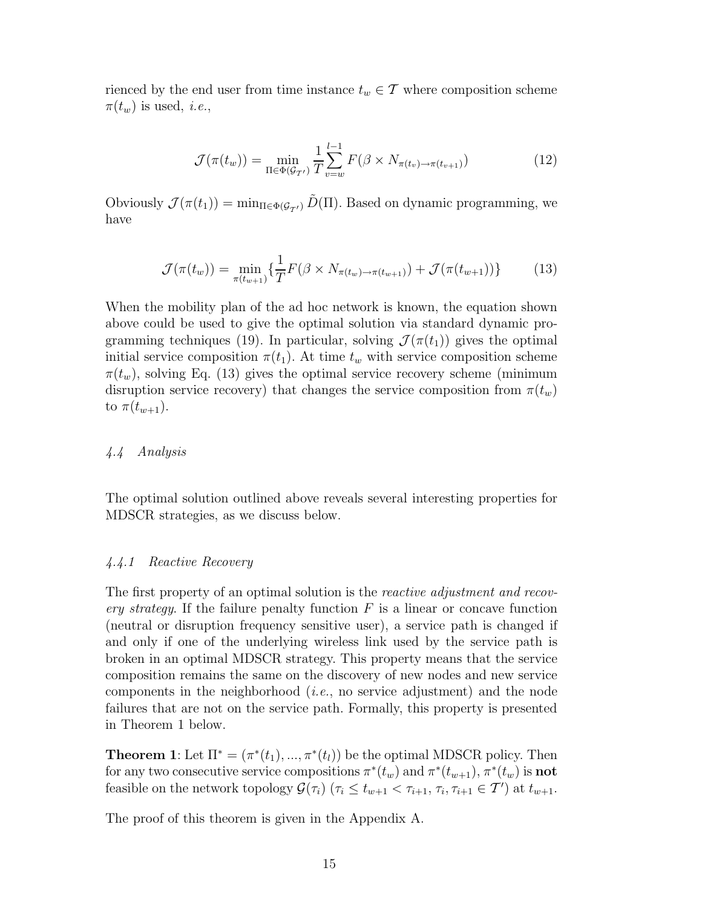rienced by the end user from time instance $t_w \in \mathcal{T}$ where composition scheme $\pi(t_w)$ is used, *i.e.*,

$$\mathcal{J}(\pi(t_w)) = \min_{\Pi \in \Phi(\mathcal{G}_{\mathcal{T}'})} \frac{1}{T} \sum_{v=w}^{l-1} F(\beta \times N_{\pi(t_v) \to \pi(t_{v+1})}) \tag{12}$$

Obviously $\mathcal{J}(\pi(t_1)) = \min_{\Pi \in \Phi(\mathcal{G}_{\mathcal{T}'})} \tilde{D}(\Pi)$. Based on dynamic programming, we have

$$\mathcal{J}(\pi(t_w)) = \min_{\pi(t_{w+1})} \{ \frac{1}{T} F(\beta \times N_{\pi(t_w) \to \pi(t_{w+1})}) + \mathcal{J}(\pi(t_{w+1})) \} \tag{13}$$

When the mobility plan of the ad hoc network is known, the equation shown above could be used to give the optimal solution via standard dynamic programming techniques (19). In particular, solving $\mathcal{J}(\pi(t_1))$ gives the optimal initial service composition $\pi(t_1)$. At time $t_w$ with service composition scheme $\pi(t_w)$, solving Eq. (13) gives the optimal service recovery scheme (minimum disruption service recovery) that changes the service composition from $\pi(t_w)$ to $\pi(t_{w+1})$.

### *4.4 Analysis*

The optimal solution outlined above reveals several interesting properties for MDSCR strategies, as we discuss below.

#### *4.4.1 Reactive Recovery*

The first property of an optimal solution is the *reactive adjustment and recovery strategy*. If the failure penalty function $F$ is a linear or concave function (neutral or disruption frequency sensitive user), a service path is changed if and only if one of the underlying wireless link used by the service path is broken in an optimal MDSCR strategy. This property means that the service composition remains the same on the discovery of new nodes and new service components in the neighborhood (*i.e.*, no service adjustment) and the node failures that are not on the service path. Formally, this property is presented in Theorem 1 below.

**Theorem 1**: Let $\Pi^* = (\pi^*(t_1), ..., \pi^*(t_l))$ be the optimal MDSCR policy. Then for any two consecutive service compositions $\pi^*(t_w)$ and $\pi^*(t_{w+1})$, $\pi^*(t_w)$ is **not** feasible on the network topology $\mathcal{G}(\tau_i)$ ($\tau_i \leq t_{w+1} < \tau_{i+1}$, $\tau_i, \tau_{i+1} \in \mathcal{T}'$) at $t_{w+1}$.

The proof of this theorem is given in the Appendix A.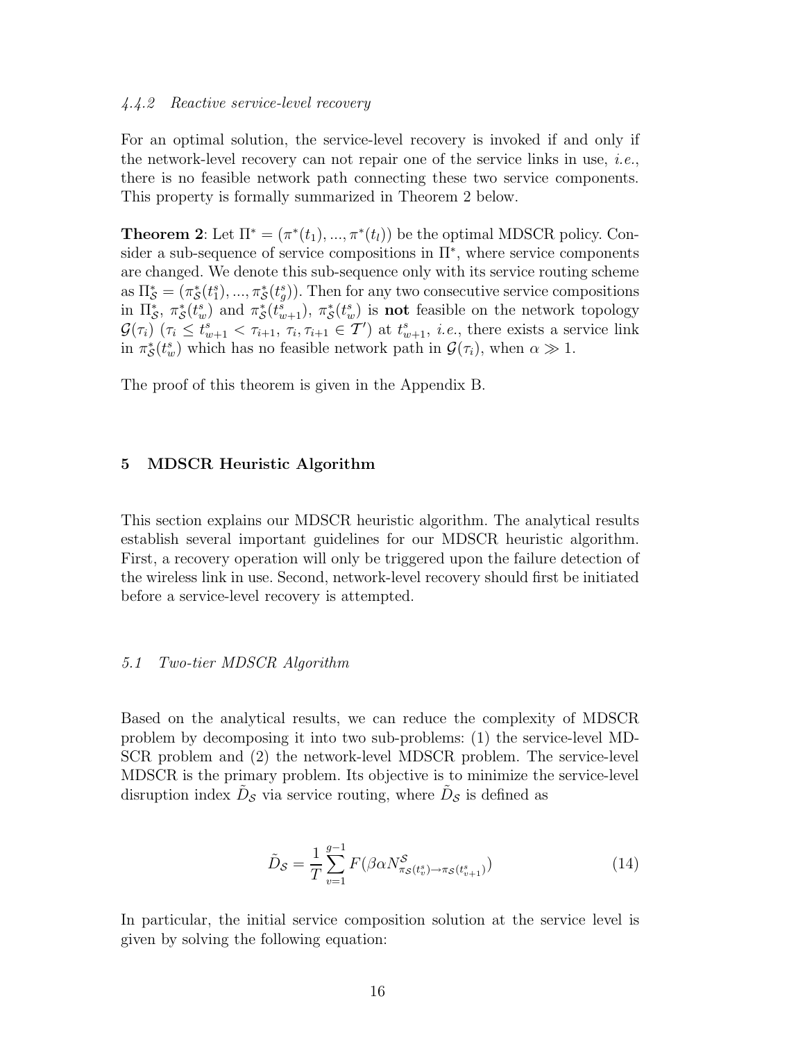#### 4.4.2 Reactive service-level recovery

For an optimal solution, the service-level recovery is invoked if and only if the network-level recovery can not repair one of the service links in use, *i.e.*, there is no feasible network path connecting these two service components. This property is formally summarized in Theorem 2 below.

**Theorem 2**: Let $\Pi^* = (\pi^*(t_1), ..., \pi^*(t_l))$ be the optimal MDSCR policy. Consider a sub-sequence of service compositions in $\Pi^*$, where service components are changed. We denote this sub-sequence only with its service routing scheme as $\Pi^*_{\mathcal{S}} = (\pi^*_{\mathcal{S}}(t^s_1), ..., \pi^*_{\mathcal{S}}(t^s_g))$. Then for any two consecutive service compositions in $\Pi^*_{\mathcal{S}}$, $\pi^*_{\mathcal{S}}(t^s_w)$ and $\pi^*_{\mathcal{S}}(t^s_{w+1})$, $\pi^*_{\mathcal{S}}(t^s_w)$ is **not** feasible on the network topology $\mathcal{G}(\tau_i)$ ($\tau_i \leq t^s_{w+1} < \tau_{i+1}$, $\tau_i, \tau_{i+1} \in \mathcal{T}'$) at $t^s_{w+1}$, *i.e.*, there exists a service link in $\pi^*_{\mathcal{S}}(t^s_w)$ which has no feasible network path in $\mathcal{G}(\tau_i)$, when $\alpha \gg 1$.

The proof of this theorem is given in the Appendix B.

## 5 MDSCR Heuristic Algorithm

This section explains our MDSCR heuristic algorithm. The analytical results establish several important guidelines for our MDSCR heuristic algorithm. First, a recovery operation will only be triggered upon the failure detection of the wireless link in use. Second, network-level recovery should first be initiated before a service-level recovery is attempted.

### 5.1 Two-tier MDSCR Algorithm

Based on the analytical results, we can reduce the complexity of MDSCR problem by decomposing it into two sub-problems: (1) the service-level MDSCR problem and (2) the network-level MDSCR problem. The service-level MDSCR is the primary problem. Its objective is to minimize the service-level disruption index $\tilde{D}_{\mathcal{S}}$ via service routing, where $\tilde{D}_{\mathcal{S}}$ is defined as

$$\tilde{D}_{\mathcal{S}} = \frac{1}{T} \sum_{v=1}^{g-1} F(\beta \alpha N^{\mathcal{S}}_{\pi_{\mathcal{S}}(t^s_v) \to \pi_{\mathcal{S}}(t^s_{v+1})}) \tag{14}$$

In particular, the initial service composition solution at the service level is given by solving the following equation: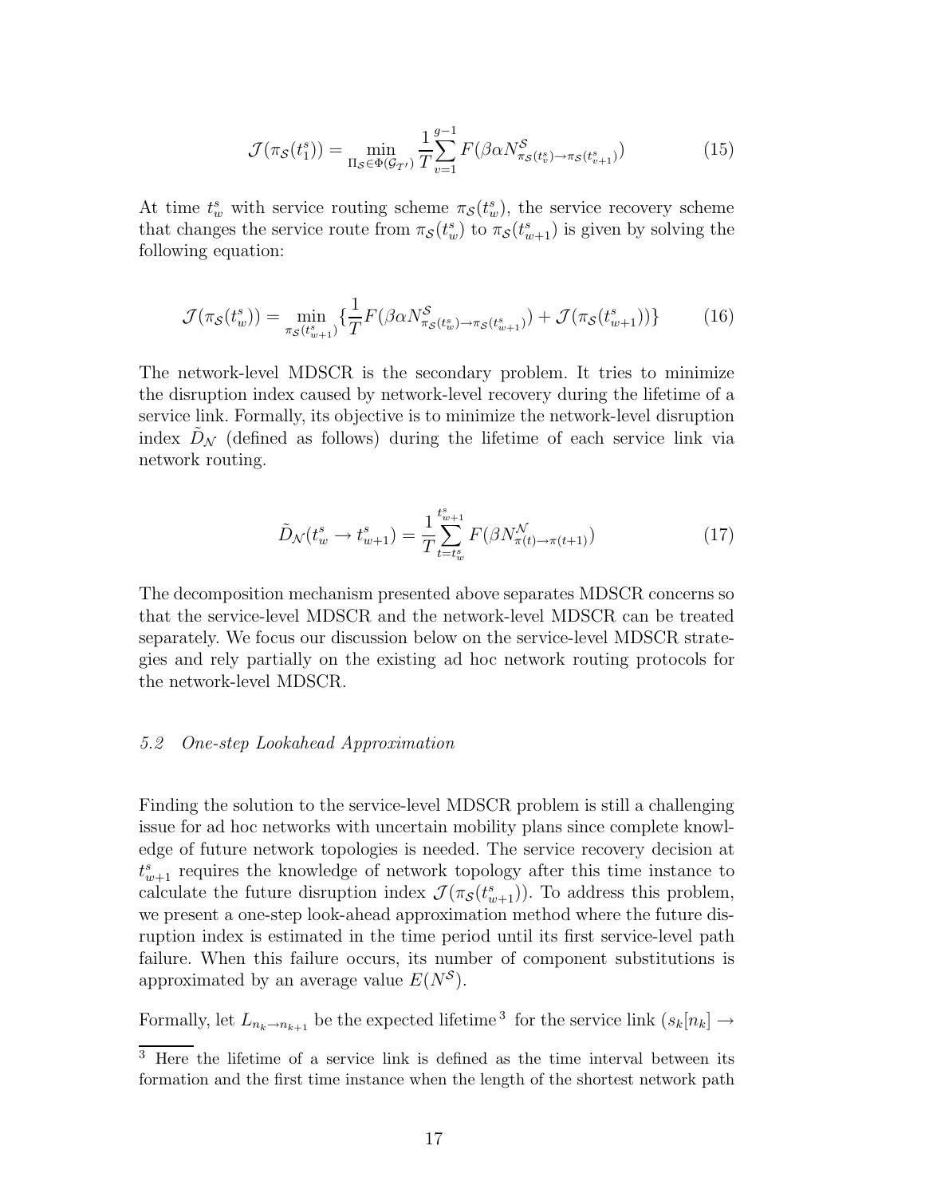$$\mathcal{J}(\pi_{\mathcal{S}}(t_1^s)) = \min_{\Pi_{\mathcal{S}} \in \Phi(\mathcal{G}_{\mathcal{T}'})} \frac{1}{T} \sum_{v=1}^{g-1} F(\beta \alpha N^{\mathcal{S}}_{\pi_{\mathcal{S}}(t_v^s) \to \pi_{\mathcal{S}}(t_{v+1}^s)}) \tag{15}$$

At time $t_w^s$ with service routing scheme $\pi_{\mathcal{S}}(t_w^s)$, the service recovery scheme that changes the service route from $\pi_{\mathcal{S}}(t_w^s)$ to $\pi_{\mathcal{S}}(t_{w+1}^s)$ is given by solving the following equation:

$$\mathcal{J}(\pi_{\mathcal{S}}(t_w^s)) = \min_{\pi_{\mathcal{S}}(t_{w+1}^s)} \{ \frac{1}{T} F(\beta \alpha N^{\mathcal{S}}_{\pi_{\mathcal{S}}(t_w^s) \to \pi_{\mathcal{S}}(t_{w+1}^s)}) + \mathcal{J}(\pi_{\mathcal{S}}(t_{w+1}^s)) \} \tag{16}$$

The network-level MDSCR is the secondary problem. It tries to minimize the disruption index caused by network-level recovery during the lifetime of a service link. Formally, its objective is to minimize the network-level disruption index $\tilde{D}_{\mathcal{N}}$ (defined as follows) during the lifetime of each service link via network routing.

$$\tilde{D}_{\mathcal{N}}(t_w^s \to t_{w+1}^s) = \frac{1}{T} \sum_{t=t_w^s}^{t_{w+1}^s} F(\beta N^{\mathcal{N}}_{\pi(t) \to \pi(t+1)}) \tag{17}$$

The decomposition mechanism presented above separates MDSCR concerns so that the service-level MDSCR and the network-level MDSCR can be treated separately. We focus our discussion below on the service-level MDSCR strategies and rely partially on the existing ad hoc network routing protocols for the network-level MDSCR.

### *5.2 One-step Lookahead Approximation*

Finding the solution to the service-level MDSCR problem is still a challenging issue for ad hoc networks with uncertain mobility plans since complete knowledge of future network topologies is needed. The service recovery decision at $t_{w+1}^s$ requires the knowledge of network topology after this time instance to calculate the future disruption index $\mathcal{J}(\pi_{\mathcal{S}}(t_{w+1}^s))$. To address this problem, we present a one-step look-ahead approximation method where the future disruption index is estimated in the time period until its first service-level path failure. When this failure occurs, its number of component substitutions is approximated by an average value $E(N^{\mathcal{S}})$.

Formally, let $L_{n_k \to n_{k+1}}$ be the expected lifetime [3] for the service link $(s_k[n_k] \to$

[3] Here the lifetime of a service link is defined as the time interval between its formation and the first time instance when the length of the shortest network path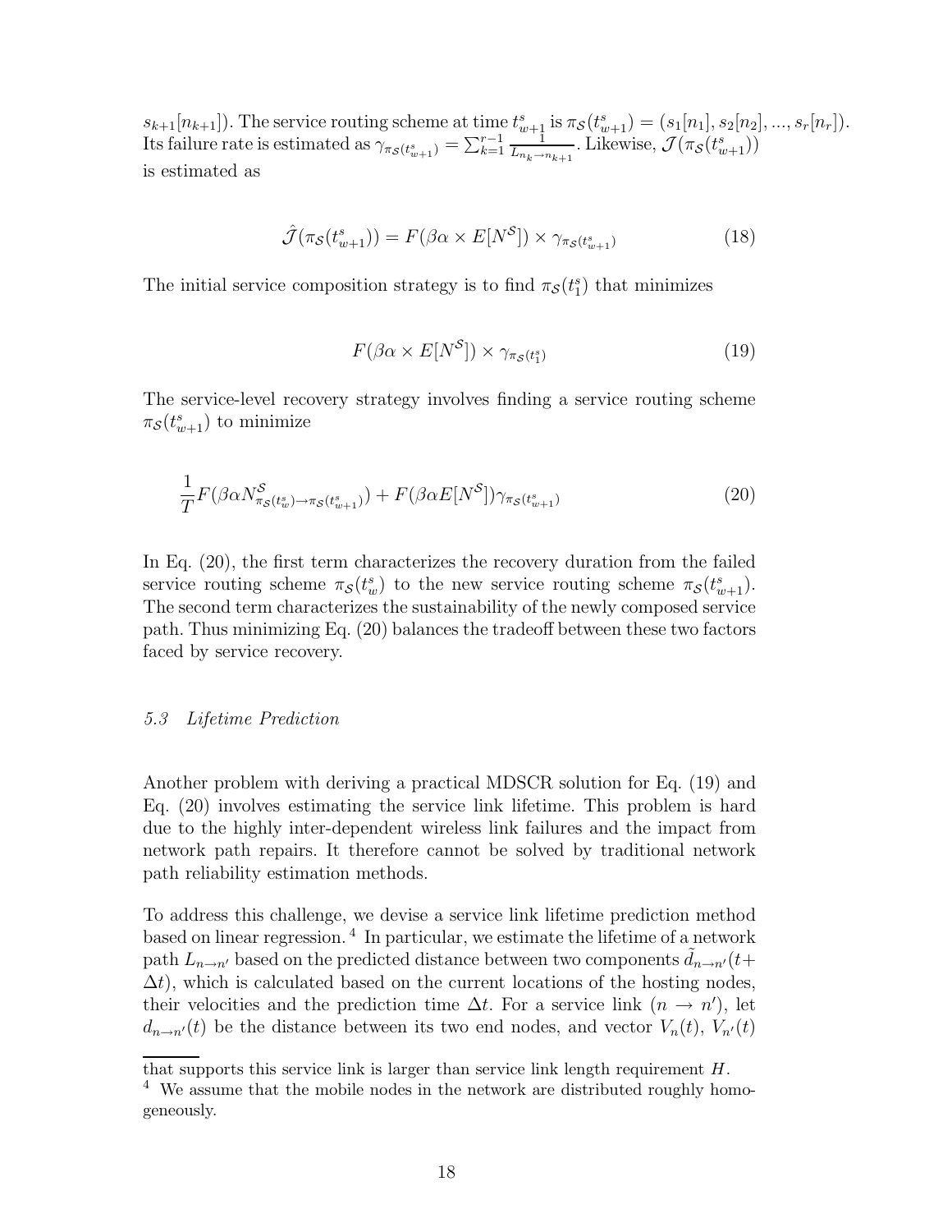$s_{k+1}[n_{k+1}]$). The service routing scheme at time $t^s_{w+1}$ is $\pi_{\mathcal{S}}(t^s_{w+1}) = (s_1[n_1], s_2[n_2], ..., s_r[n_r])$. Its failure rate is estimated as $\gamma_{\pi_{\mathcal{S}}(t^s_{w+1})} = \sum_{k=1}^{r-1} \frac{1}{L_{n_k \to n_{k+1}}}$. Likewise, $\mathcal{J}(\pi_{\mathcal{S}}(t^s_{w+1}))$ is estimated as

$$\hat{\mathcal{J}}(\pi_{\mathcal{S}}(t^s_{w+1})) = F(\beta\alpha \times E[N^{\mathcal{S}}]) \times \gamma_{\pi_{\mathcal{S}}(t^s_{w+1})} \tag{18}$$

The initial service composition strategy is to find $\pi_{\mathcal{S}}(t^s_1)$ that minimizes

$$F(\beta\alpha \times E[N^{\mathcal{S}}]) \times \gamma_{\pi_{\mathcal{S}}(t^s_1)} \tag{19}$$

The service-level recovery strategy involves finding a service routing scheme $\pi_{\mathcal{S}}(t^s_{w+1})$ to minimize

$$\frac{1}{T} F(\beta\alpha N^{\mathcal{S}}_{\pi_{\mathcal{S}}(t^s_w) \to \pi_{\mathcal{S}}(t^s_{w+1})}) + F(\beta\alpha E[N^{\mathcal{S}}]) \gamma_{\pi_{\mathcal{S}}(t^s_{w+1})} \tag{20}$$

In Eq. (20), the first term characterizes the recovery duration from the failed service routing scheme $\pi_{\mathcal{S}}(t^s_w)$ to the new service routing scheme $\pi_{\mathcal{S}}(t^s_{w+1})$. The second term characterizes the sustainability of the newly composed service path. Thus minimizing Eq. (20) balances the tradeoff between these two factors faced by service recovery.

### *5.3 Lifetime Prediction*

Another problem with deriving a practical MDSCR solution for Eq. (19) and Eq. (20) involves estimating the service link lifetime. This problem is hard due to the highly inter-dependent wireless link failures and the impact from network path repairs. It therefore cannot be solved by traditional network path reliability estimation methods.

To address this challenge, we devise a service link lifetime prediction method based on linear regression. [4] In particular, we estimate the lifetime of a network path $L_{n \to n'}$ based on the predicted distance between two components $\tilde{d}_{n \to n'}(t + \Delta t)$, which is calculated based on the current locations of the hosting nodes, their velocities and the prediction time $\Delta t$. For a service link $(n \to n')$, let $d_{n \to n'}(t)$ be the distance between its two end nodes, and vector $V_n(t)$, $V_{n'}(t)$

---

that supports this service link is larger than service link length requirement $H$.

[4] We assume that the mobile nodes in the network are distributed roughly homogeneously.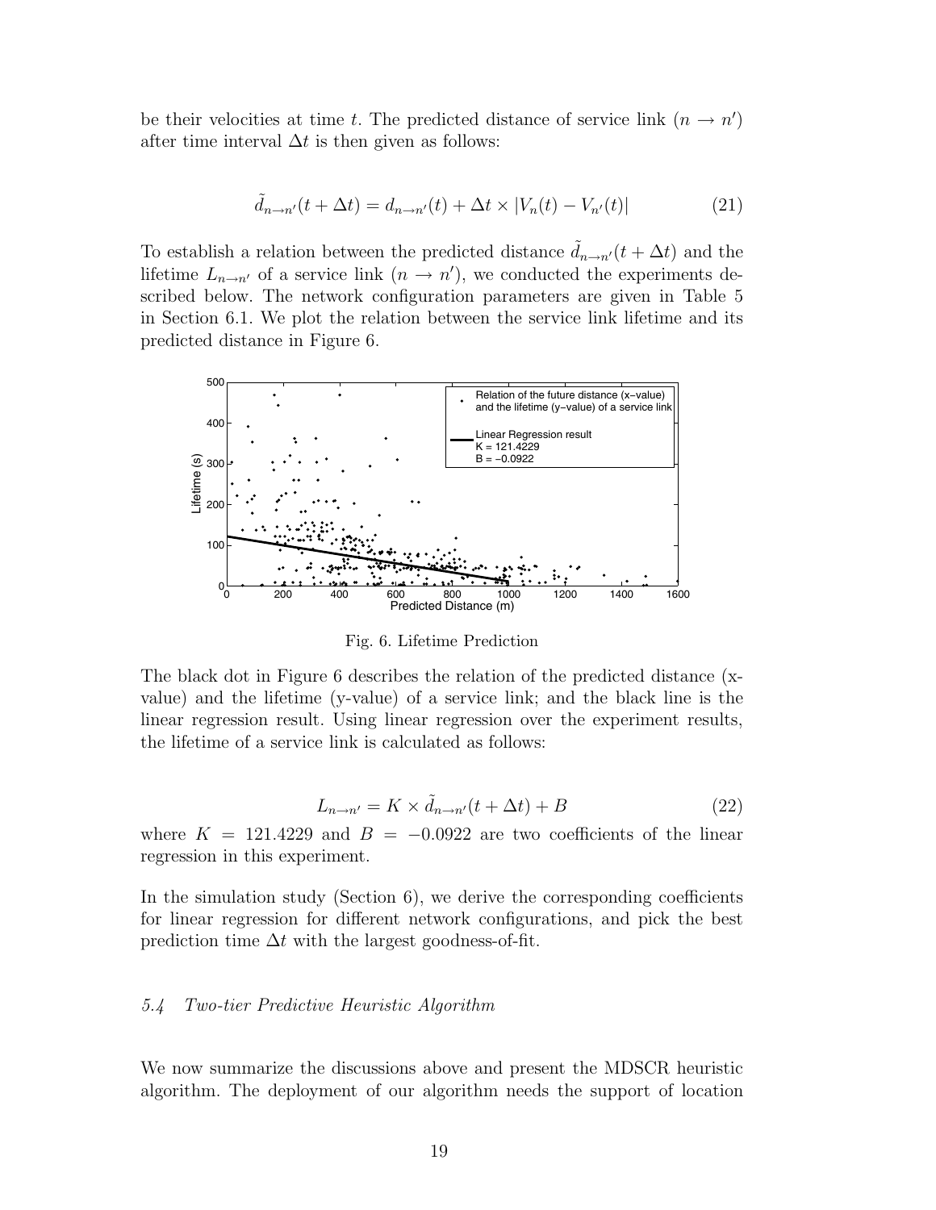be their velocities at time $t$. The predicted distance of service link $(n \rightarrow n')$ after time interval $\Delta t$ is then given as follows:

$$\tilde{d}_{n \rightarrow n'}(t + \Delta t) = d_{n \rightarrow n'}(t) + \Delta t \times |V_n(t) - V_{n'}(t)| \tag{21}$$

To establish a relation between the predicted distance $\tilde{d}_{n \rightarrow n'}(t + \Delta t)$ and the lifetime $L_{n \rightarrow n'}$ of a service link $(n \rightarrow n')$, we conducted the experiments described below. The network configuration parameters are given in Table 5 in Section 6.1. We plot the relation between the service link lifetime and its predicted distance in Figure 6.

Fig. 6. Lifetime Prediction

The black dot in Figure 6 describes the relation of the predicted distance (x-value) and the lifetime (y-value) of a service link; and the black line is the linear regression result. Using linear regression over the experiment results, the lifetime of a service link is calculated as follows:

$$L_{n \rightarrow n'} = K \times \tilde{d}_{n \rightarrow n'}(t + \Delta t) + B \tag{22}$$

where $K = 121.4229$ and $B = -0.0922$ are two coefficients of the linear regression in this experiment.

In the simulation study (Section 6), we derive the corresponding coefficients for linear regression for different network configurations, and pick the best prediction time $\Delta t$ with the largest goodness-of-fit.

### *5.4 Two-tier Predictive Heuristic Algorithm*

We now summarize the discussions above and present the MDSCR heuristic algorithm. The deployment of our algorithm needs the support of location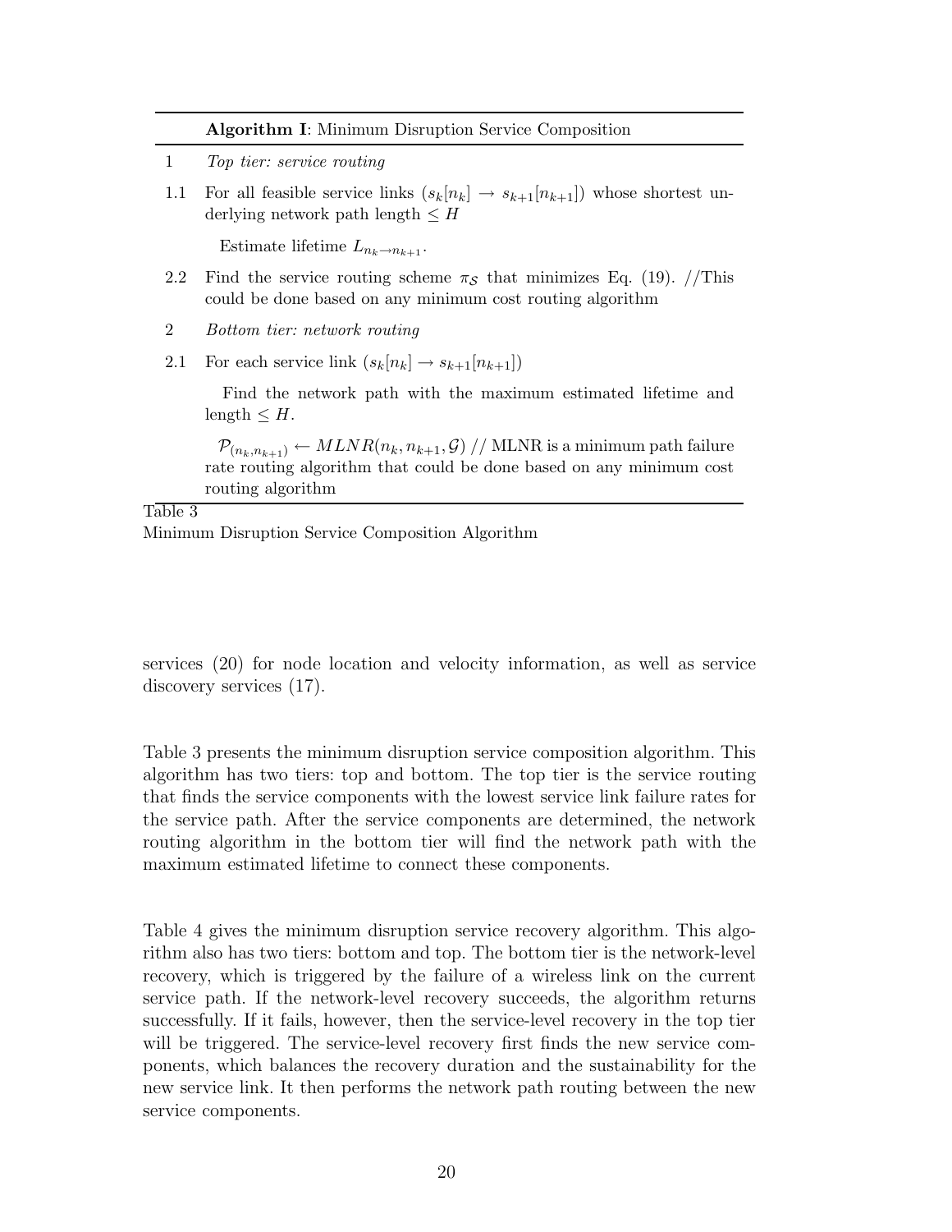**Algorithm I**: Minimum Disruption Service Composition

1 *Top tier: service routing*

1.1 For all feasible service links $(s_k[n_k] \rightarrow s_{k+1}[n_{k+1}])$ whose shortest underlying network path length $\leq H$

Estimate lifetime $L_{n_k \rightarrow n_{k+1}}$.

2.2 Find the service routing scheme $\pi_{\mathcal{S}}$ that minimizes Eq. (19). //This could be done based on any minimum cost routing algorithm

2 *Bottom tier: network routing*

2.1 For each service link $(s_k[n_k] \rightarrow s_{k+1}[n_{k+1}])$

Find the network path with the maximum estimated lifetime and length $\leq H$.

$\mathcal{P}_{(n_k,n_{k+1})} \leftarrow MLNR(n_k, n_{k+1}, \mathcal{G})$ // MLNR is a minimum path failure rate routing algorithm that could be done based on any minimum cost routing algorithm

Table 3
Minimum Disruption Service Composition Algorithm

services (20) for node location and velocity information, as well as service discovery services (17).

Table 3 presents the minimum disruption service composition algorithm. This algorithm has two tiers: top and bottom. The top tier is the service routing that finds the service components with the lowest service link failure rates for the service path. After the service components are determined, the network routing algorithm in the bottom tier will find the network path with the maximum estimated lifetime to connect these components.

Table 4 gives the minimum disruption service recovery algorithm. This algorithm also has two tiers: bottom and top. The bottom tier is the network-level recovery, which is triggered by the failure of a wireless link on the current service path. If the network-level recovery succeeds, the algorithm returns successfully. If it fails, however, then the service-level recovery in the top tier will be triggered. The service-level recovery first finds the new service components, which balances the recovery duration and the sustainability for the new service link. It then performs the network path routing between the new service components.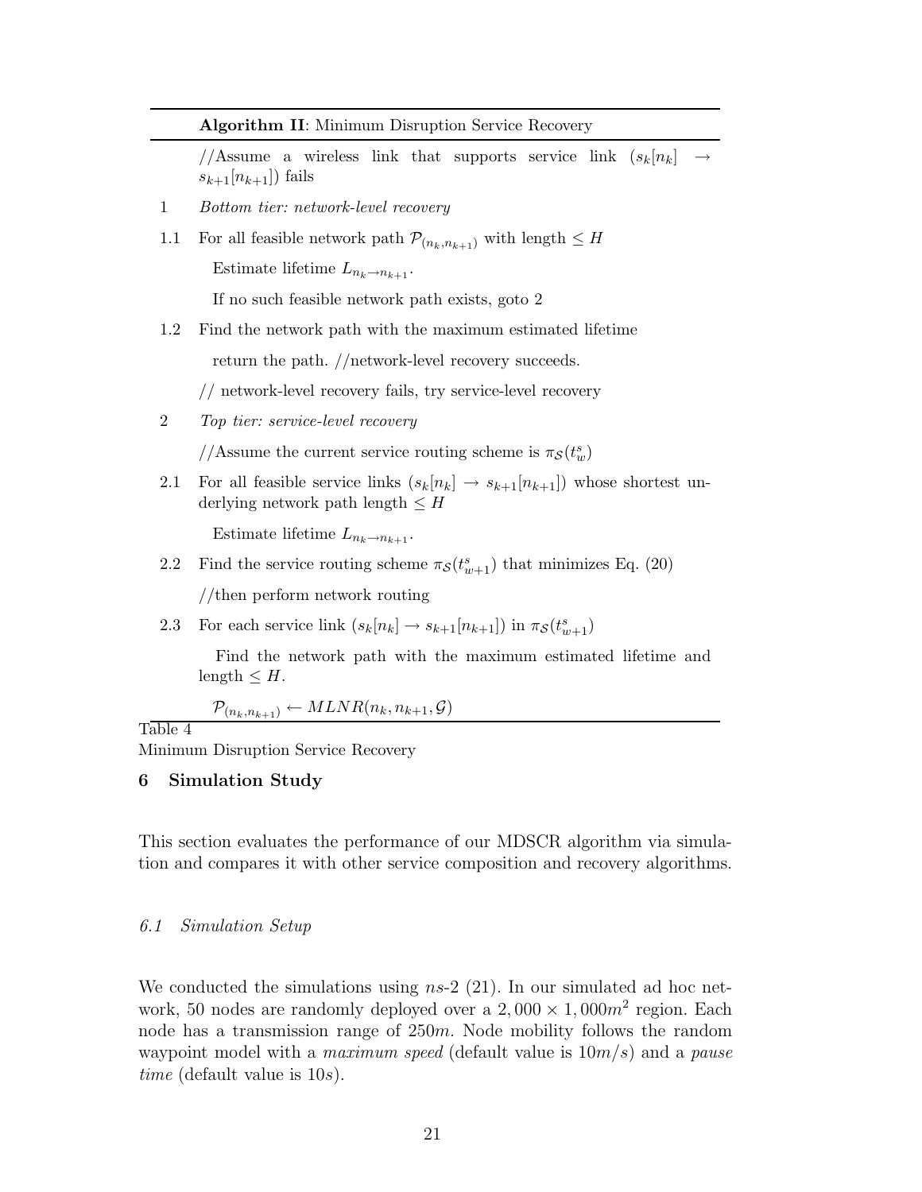**Algorithm II**: Minimum Disruption Service Recovery

//Assume a wireless link that supports service link $(s_k[n_k] \rightarrow s_{k+1}[n_{k+1}])$ fails

1 *Bottom tier: network-level recovery*

1.1 For all feasible network path $\mathcal{P}_{(n_k,n_{k+1})}$ with length $\leq H$

    Estimate lifetime $L_{n_k \rightarrow n_{k+1}}$.

    If no such feasible network path exists, goto 2

1.2 Find the network path with the maximum estimated lifetime

    return the path. //network-level recovery succeeds.

    // network-level recovery fails, try service-level recovery

2 *Top tier: service-level recovery*

    //Assume the current service routing scheme is $\pi_{\mathcal{S}}(t^s_w)$

2.1 For all feasible service links $(s_k[n_k] \rightarrow s_{k+1}[n_{k+1}])$ whose shortest underlying network path length $\leq H$

    Estimate lifetime $L_{n_k \rightarrow n_{k+1}}$.

2.2 Find the service routing scheme $\pi_{\mathcal{S}}(t^s_{w+1})$ that minimizes Eq. (20)

    //then perform network routing

2.3 For each service link $(s_k[n_k] \rightarrow s_{k+1}[n_{k+1}])$ in $\pi_{\mathcal{S}}(t^s_{w+1})$

    Find the network path with the maximum estimated lifetime and length $\leq H$.

    $\mathcal{P}_{(n_k,n_{k+1})} \leftarrow MLNR(n_k, n_{k+1}, \mathcal{G})$

Table 4
Minimum Disruption Service Recovery

## 6 Simulation Study

This section evaluates the performance of our MDSCR algorithm via simulation and compares it with other service composition and recovery algorithms.

### 6.1 Simulation Setup

We conducted the simulations using *ns*-2 (21). In our simulated ad hoc network, 50 nodes are randomly deployed over a $2,000 \times 1,000m^2$ region. Each node has a transmission range of $250m$. Node mobility follows the random waypoint model with a *maximum speed* (default value is $10m/s$) and a *pause time* (default value is $10s$).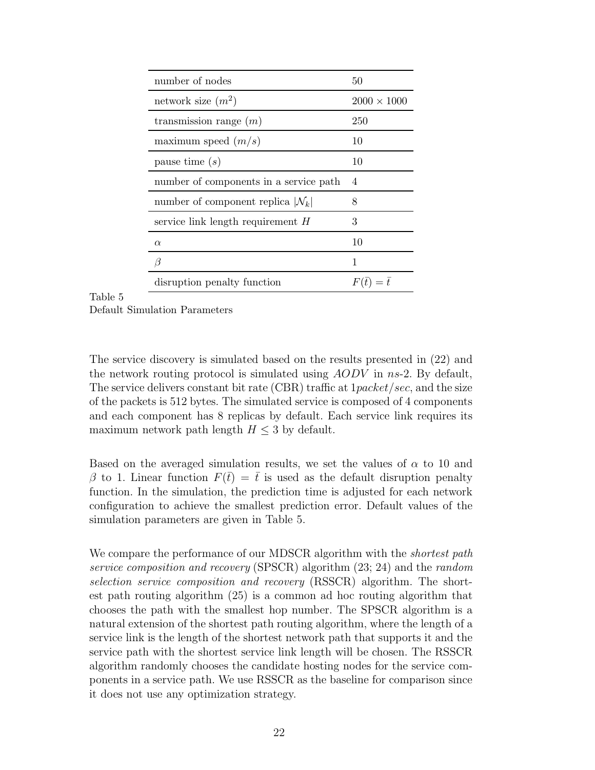| number of nodes | 50 |
|---|---|
| network size ($m^2$) | $2000 \times 1000$ |
| transmission range ($m$) | 250 |
| maximum speed ($m/s$) | 10 |
| pause time ($s$) | 10 |
| number of components in a service path | 4 |
| number of component replica $\lvert\mathcal{N}_k\rvert$ | 8 |
| service link length requirement $H$ | 3 |
| $\alpha$ | 10 |
| $\beta$ | 1 |
| disruption penalty function | $F(\bar{t}) = \bar{t}$ |

Table 5
Default Simulation Parameters

The service discovery is simulated based on the results presented in (22) and the network routing protocol is simulated using *AODV* in *ns*-2. By default, The service delivers constant bit rate (CBR) traffic at $1 packet/sec$, and the size of the packets is 512 bytes. The simulated service is composed of 4 components and each component has 8 replicas by default. Each service link requires its maximum network path length $H \leq 3$ by default.

Based on the averaged simulation results, we set the values of $\alpha$ to 10 and $\beta$ to 1. Linear function $F(\bar{t}) = \bar{t}$ is used as the default disruption penalty function. In the simulation, the prediction time is adjusted for each network configuration to achieve the smallest prediction error. Default values of the simulation parameters are given in Table 5.

We compare the performance of our MDSCR algorithm with the *shortest path service composition and recovery* (SPSCR) algorithm (23; 24) and the *random selection service composition and recovery* (RSSCR) algorithm. The shortest path routing algorithm (25) is a common ad hoc routing algorithm that chooses the path with the smallest hop number. The SPSCR algorithm is a natural extension of the shortest path routing algorithm, where the length of a service link is the length of the shortest network path that supports it and the service path with the shortest service link length will be chosen. The RSSCR algorithm randomly chooses the candidate hosting nodes for the service components in a service path. We use RSSCR as the baseline for comparison since it does not use any optimization strategy.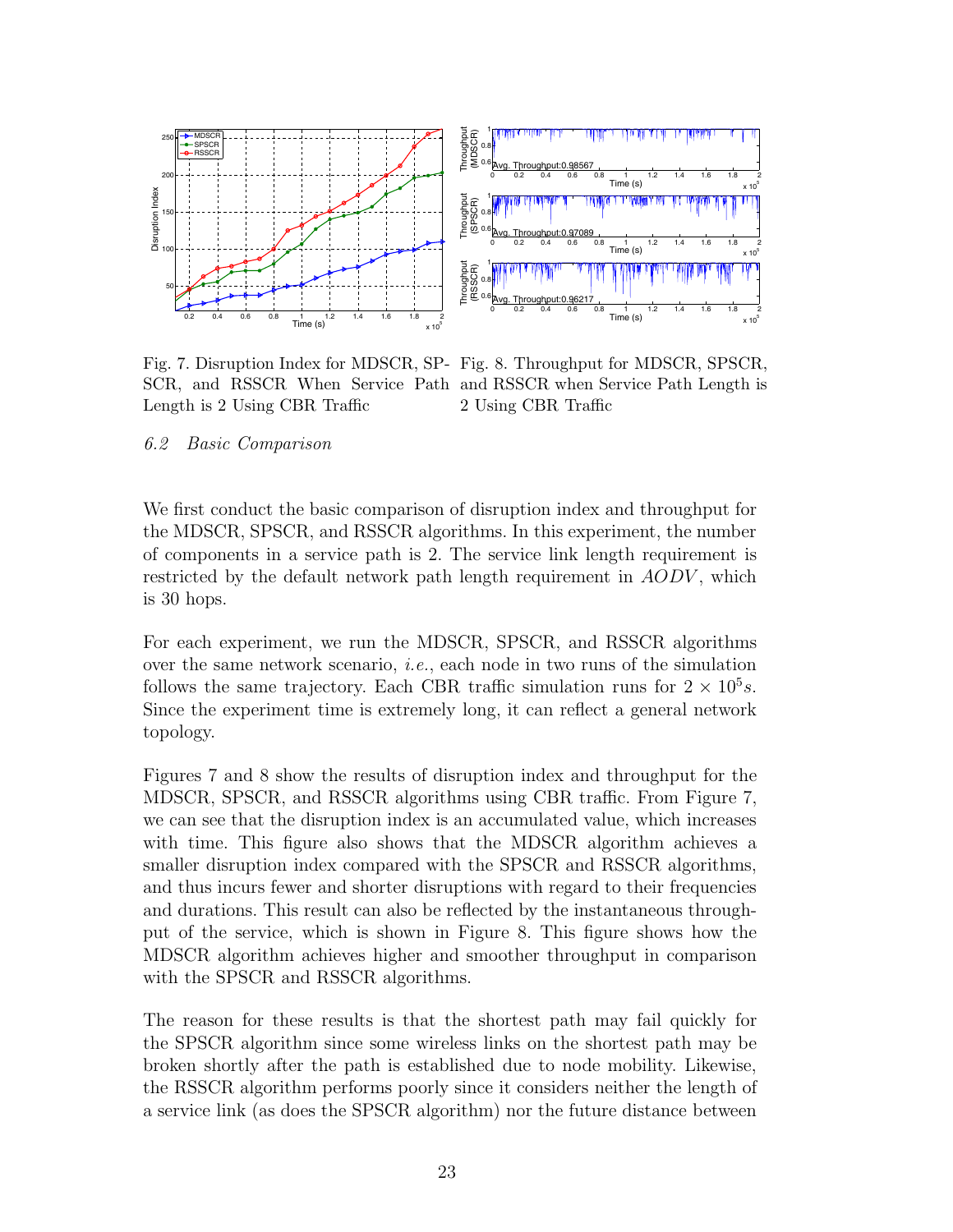Fig. 7. Disruption Index for MDSCR, SPSCR, and RSSCR When Service Path Length is 2 Using CBR Traffic

Fig. 8. Throughput for MDSCR, SPSCR, and RSSCR when Service Path Length is 2 Using CBR Traffic

### *6.2 Basic Comparison*

We first conduct the basic comparison of disruption index and throughput for the MDSCR, SPSCR, and RSSCR algorithms. In this experiment, the number of components in a service path is 2. The service link length requirement is restricted by the default network path length requirement in *AODV*, which is 30 hops.

For each experiment, we run the MDSCR, SPSCR, and RSSCR algorithms over the same network scenario, *i.e.*, each node in two runs of the simulation follows the same trajectory. Each CBR traffic simulation runs for $2 \times 10^5 s$. Since the experiment time is extremely long, it can reflect a general network topology.

Figures 7 and 8 show the results of disruption index and throughput for the MDSCR, SPSCR, and RSSCR algorithms using CBR traffic. From Figure 7, we can see that the disruption index is an accumulated value, which increases with time. This figure also shows that the MDSCR algorithm achieves a smaller disruption index compared with the SPSCR and RSSCR algorithms, and thus incurs fewer and shorter disruptions with regard to their frequencies and durations. This result can also be reflected by the instantaneous throughput of the service, which is shown in Figure 8. This figure shows how the MDSCR algorithm achieves higher and smoother throughput in comparison with the SPSCR and RSSCR algorithms.

The reason for these results is that the shortest path may fail quickly for the SPSCR algorithm since some wireless links on the shortest path may be broken shortly after the path is established due to node mobility. Likewise, the RSSCR algorithm performs poorly since it considers neither the length of a service link (as does the SPSCR algorithm) nor the future distance between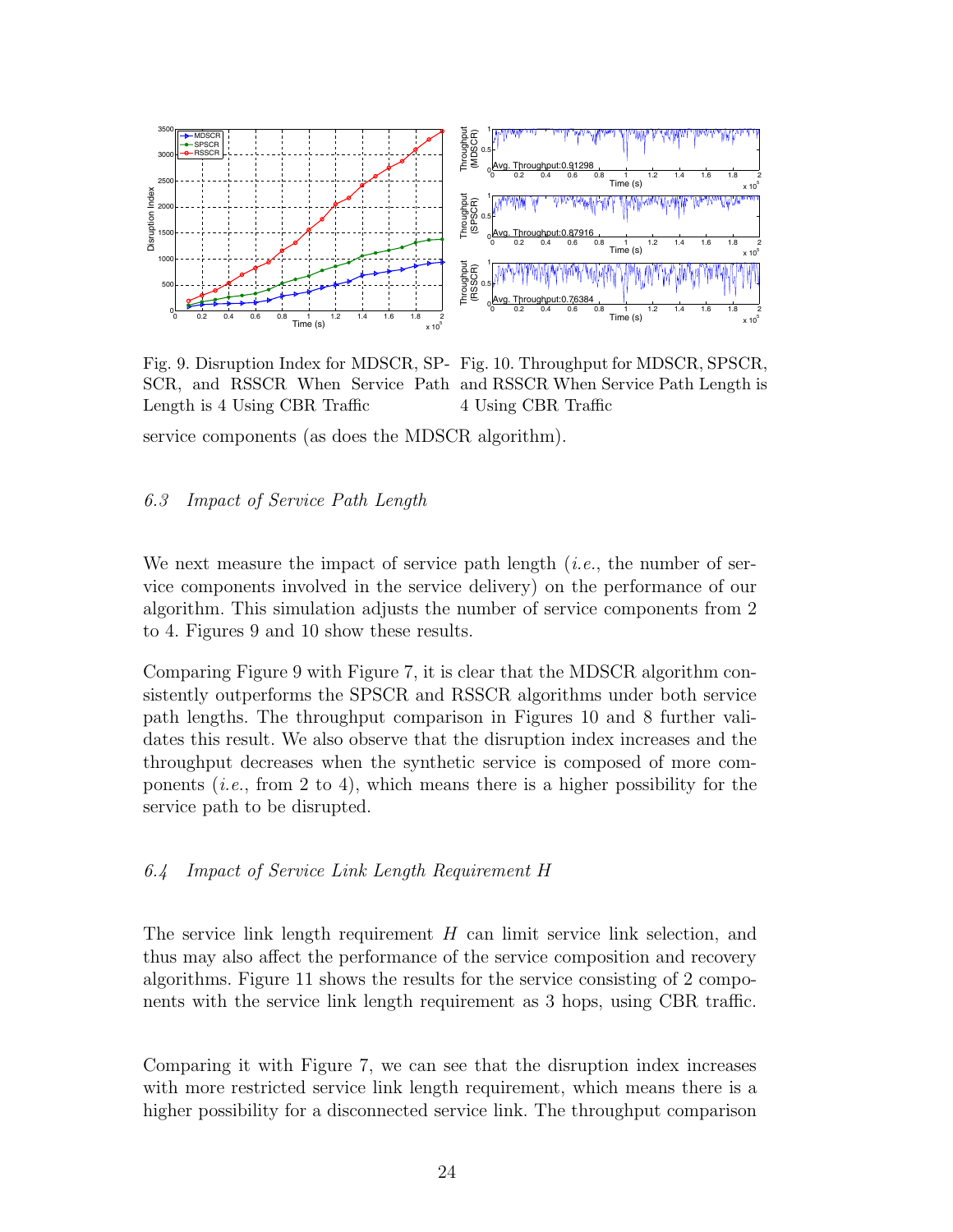Fig. 9. Disruption Index for MDSCR, SPSCR, and RSSCR When Service Path Length is 4 Using CBR Traffic

Fig. 10. Throughput for MDSCR, SPSCR, and RSSCR When Service Path Length is 4 Using CBR Traffic

service components (as does the MDSCR algorithm).

### *6.3 Impact of Service Path Length*

We next measure the impact of service path length (*i.e.*, the number of service components involved in the service delivery) on the performance of our algorithm. This simulation adjusts the number of service components from 2 to 4. Figures 9 and 10 show these results.

Comparing Figure 9 with Figure 7, it is clear that the MDSCR algorithm consistently outperforms the SPSCR and RSSCR algorithms under both service path lengths. The throughput comparison in Figures 10 and 8 further validates this result. We also observe that the disruption index increases and the throughput decreases when the synthetic service is composed of more components (*i.e.*, from 2 to 4), which means there is a higher possibility for the service path to be disrupted.

### *6.4 Impact of Service Link Length Requirement H*

The service link length requirement $H$ can limit service link selection, and thus may also affect the performance of the service composition and recovery algorithms. Figure 11 shows the results for the service consisting of 2 components with the service link length requirement as 3 hops, using CBR traffic.

Comparing it with Figure 7, we can see that the disruption index increases with more restricted service link length requirement, which means there is a higher possibility for a disconnected service link. The throughput comparison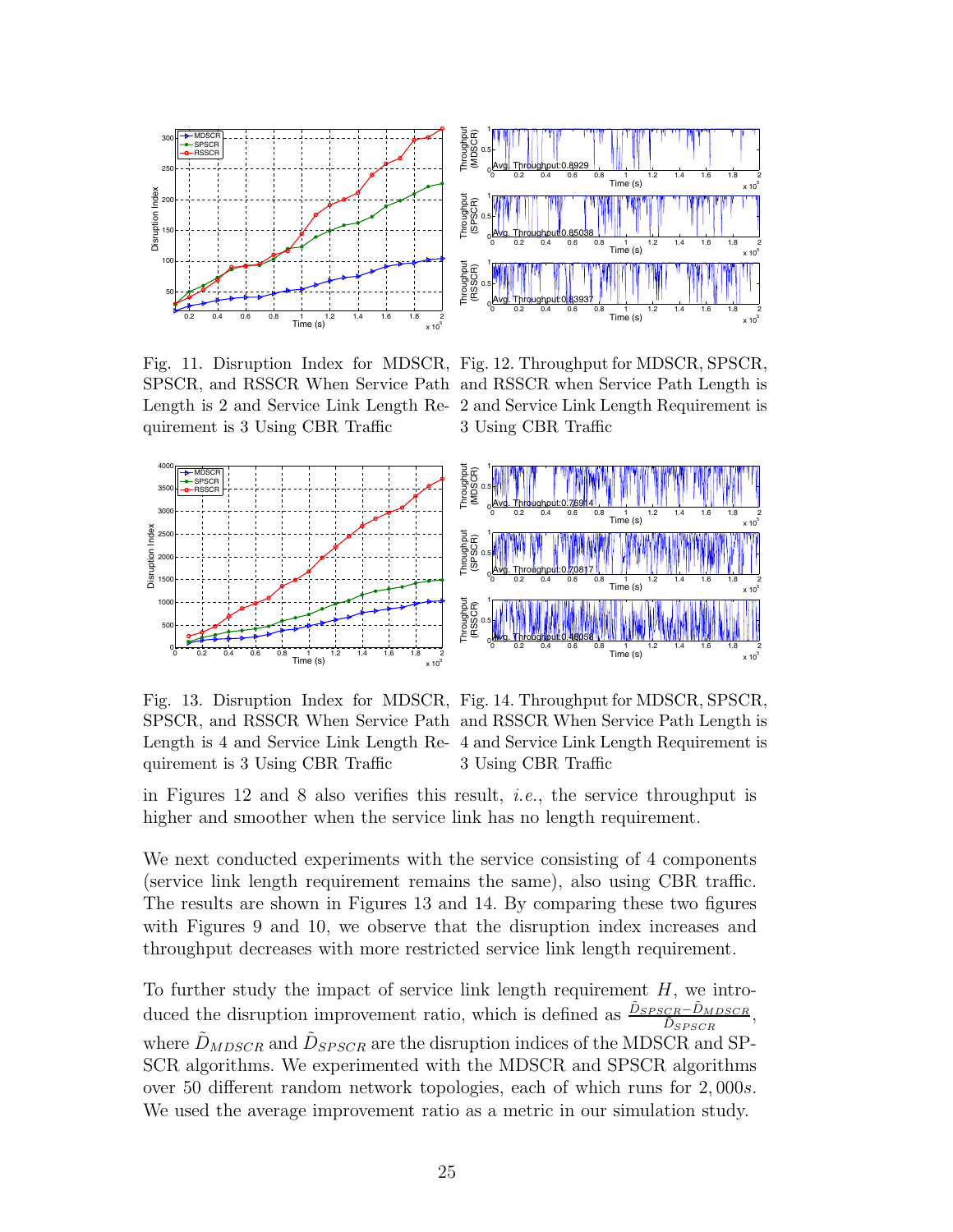Fig. 11. Disruption Index for MDSCR, SPSCR, and RSSCR When Service Path Length is 2 and Service Link Length Requirement is 3 Using CBR Traffic

Fig. 12. Throughput for MDSCR, SPSCR, and RSSCR when Service Path Length is 2 and Service Link Length Requirement is 3 Using CBR Traffic

Fig. 13. Disruption Index for MDSCR, SPSCR, and RSSCR When Service Path Length is 4 and Service Link Length Requirement is 3 Using CBR Traffic

Fig. 14. Throughput for MDSCR, SPSCR, and RSSCR When Service Path Length is 4 and Service Link Length Requirement is 3 Using CBR Traffic

in Figures 12 and 8 also verifies this result, *i.e.*, the service throughput is higher and smoother when the service link has no length requirement.

We next conducted experiments with the service consisting of 4 components (service link length requirement remains the same), also using CBR traffic. The results are shown in Figures 13 and 14. By comparing these two figures with Figures 9 and 10, we observe that the disruption index increases and throughput decreases with more restricted service link length requirement.

To further study the impact of service link length requirement $H$, we introduced the disruption improvement ratio, which is defined as $\frac{\tilde{D}_{SPSCR}-\tilde{D}_{MDSCR}}{\tilde{D}_{SPSCR}}$, where $\tilde{D}_{MDSCR}$ and $\tilde{D}_{SPSCR}$ are the disruption indices of the MDSCR and SPSCR algorithms. We experimented with the MDSCR and SPSCR algorithms over 50 different random network topologies, each of which runs for $2,000s$. We used the average improvement ratio as a metric in our simulation study.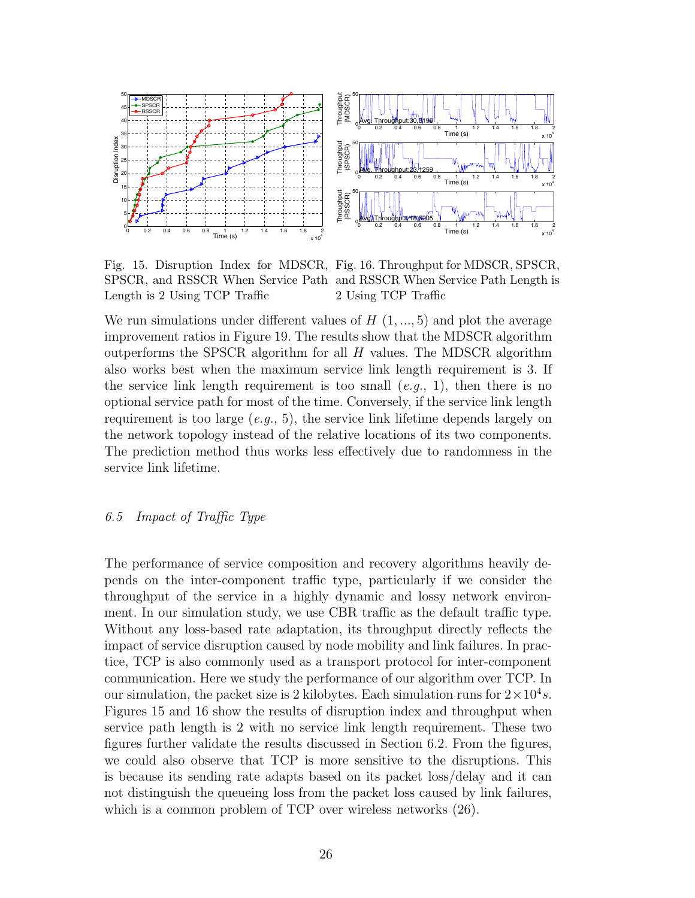Fig. 15. Disruption Index for MDSCR, SPSCR, and RSSCR When Service Path Length is 2 Using TCP Traffic

Fig. 16. Throughput for MDSCR, SPSCR, and RSSCR When Service Path Length is 2 Using TCP Traffic

We run simulations under different values of $H$ $(1, ..., 5)$ and plot the average improvement ratios in Figure 19. The results show that the MDSCR algorithm outperforms the SPSCR algorithm for all $H$ values. The MDSCR algorithm also works best when the maximum service link length requirement is 3. If the service link length requirement is too small (*e.g.*, 1), then there is no optional service path for most of the time. Conversely, if the service link length requirement is too large (*e.g.*, 5), the service link lifetime depends largely on the network topology instead of the relative locations of its two components. The prediction method thus works less effectively due to randomness in the service link lifetime.

### 6.5 *Impact of Traffic Type*

The performance of service composition and recovery algorithms heavily depends on the inter-component traffic type, particularly if we consider the throughput of the service in a highly dynamic and lossy network environment. In our simulation study, we use CBR traffic as the default traffic type. Without any loss-based rate adaptation, its throughput directly reflects the impact of service disruption caused by node mobility and link failures. In practice, TCP is also commonly used as a transport protocol for inter-component communication. Here we study the performance of our algorithm over TCP. In our simulation, the packet size is 2 kilobytes. Each simulation runs for $2 \times 10^4 s$. Figures 15 and 16 show the results of disruption index and throughput when service path length is 2 with no service link length requirement. These two figures further validate the results discussed in Section 6.2. From the figures, we could also observe that TCP is more sensitive to the disruptions. This is because its sending rate adapts based on its packet loss/delay and it can not distinguish the queueing loss from the packet loss caused by link failures, which is a common problem of TCP over wireless networks (26).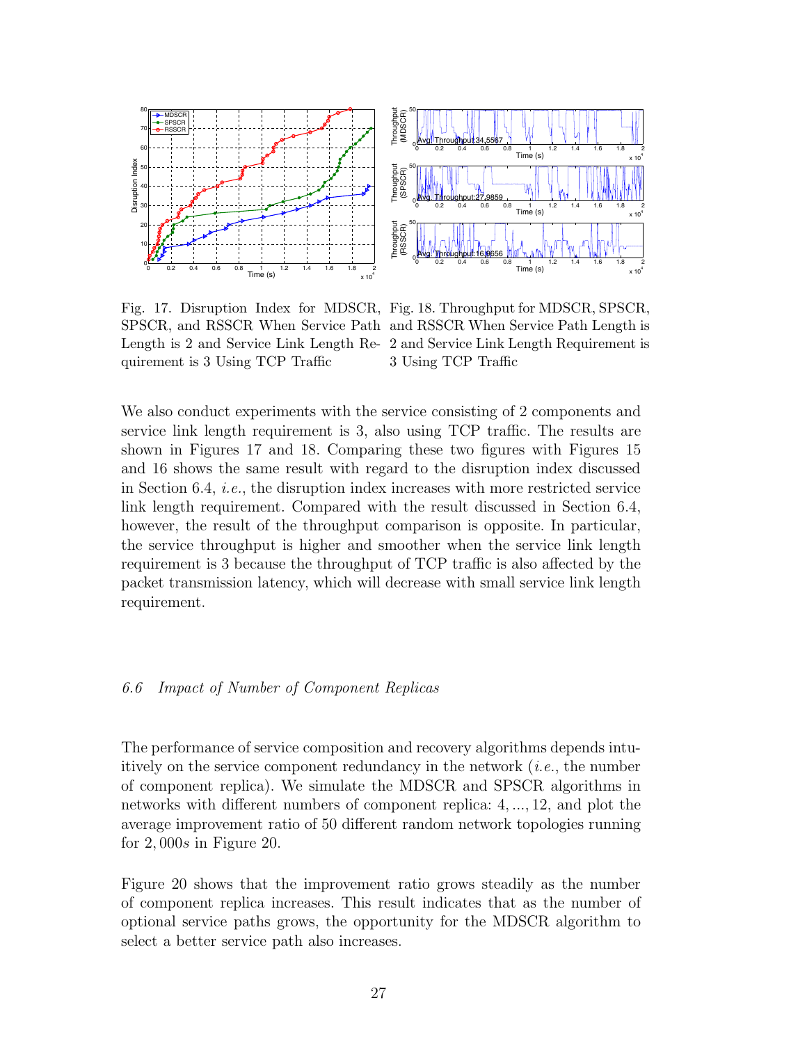Fig. 17. Disruption Index for MDSCR, SPSCR, and RSSCR When Service Path Length is 2 and Service Link Length Requirement is 3 Using TCP Traffic

Fig. 18. Throughput for MDSCR, SPSCR, and RSSCR When Service Path Length is 2 and Service Link Length Requirement is 3 Using TCP Traffic

We also conduct experiments with the service consisting of 2 components and service link length requirement is 3, also using TCP traffic. The results are shown in Figures 17 and 18. Comparing these two figures with Figures 15 and 16 shows the same result with regard to the disruption index discussed in Section 6.4, *i.e.*, the disruption index increases with more restricted service link length requirement. Compared with the result discussed in Section 6.4, however, the result of the throughput comparison is opposite. In particular, the service throughput is higher and smoother when the service link length requirement is 3 because the throughput of TCP traffic is also affected by the packet transmission latency, which will decrease with small service link length requirement.

### *6.6 Impact of Number of Component Replicas*

The performance of service composition and recovery algorithms depends intuitively on the service component redundancy in the network (*i.e.*, the number of component replica). We simulate the MDSCR and SPSCR algorithms in networks with different numbers of component replica: $4, ..., 12$, and plot the average improvement ratio of 50 different random network topologies running for $2,000s$ in Figure 20.

Figure 20 shows that the improvement ratio grows steadily as the number of component replica increases. This result indicates that as the number of optional service paths grows, the opportunity for the MDSCR algorithm to select a better service path also increases.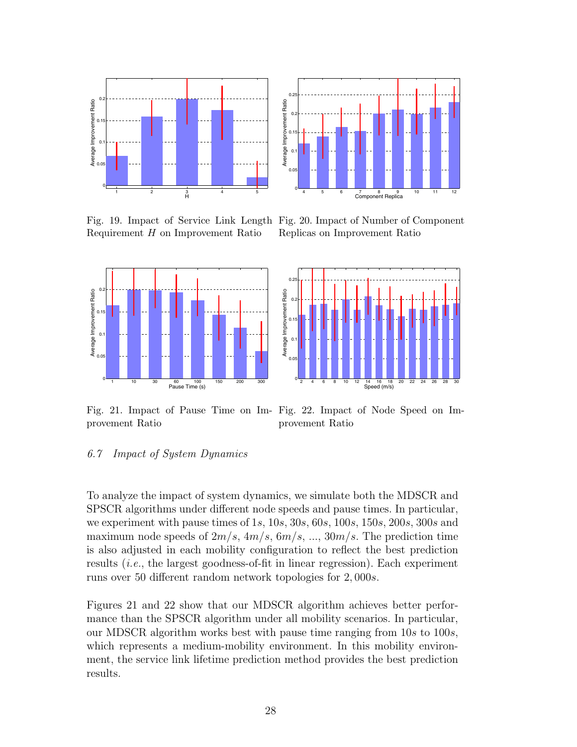Fig. 19. Impact of Service Link Length Requirement $H$ on Improvement Ratio

Fig. 20. Impact of Number of Component Replicas on Improvement Ratio

Fig. 21. Impact of Pause Time on Improvement Ratio

Fig. 22. Impact of Node Speed on Improvement Ratio

### *6.7 Impact of System Dynamics*

To analyze the impact of system dynamics, we simulate both the MDSCR and SPSCR algorithms under different node speeds and pause times. In particular, we experiment with pause times of $1s$, $10s$, $30s$, $60s$, $100s$, $150s$, $200s$, $300s$ and maximum node speeds of $2m/s$, $4m/s$, $6m/s$, ..., $30m/s$. The prediction time is also adjusted in each mobility configuration to reflect the best prediction results (*i.e.*, the largest goodness-of-fit in linear regression). Each experiment runs over 50 different random network topologies for $2,000s$.

Figures 21 and 22 show that our MDSCR algorithm achieves better performance than the SPSCR algorithm under all mobility scenarios. In particular, our MDSCR algorithm works best with pause time ranging from $10s$ to $100s$, which represents a medium-mobility environment. In this mobility environment, the service link lifetime prediction method provides the best prediction results.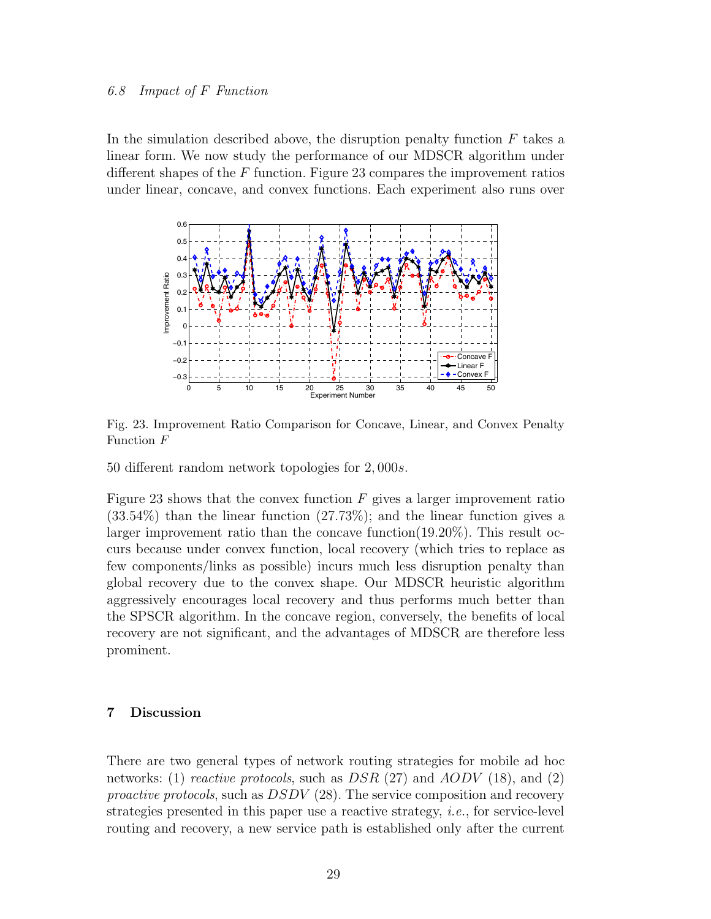### 6.8 *Impact of $F$ Function*

In the simulation described above, the disruption penalty function $F$ takes a linear form. We now study the performance of our MDSCR algorithm under different shapes of the $F$ function. Figure 23 compares the improvement ratios under linear, concave, and convex functions. Each experiment also runs over

Fig. 23. Improvement Ratio Comparison for Concave, Linear, and Convex Penalty Function $F$

50 different random network topologies for $2,000s$.

Figure 23 shows that the convex function $F$ gives a larger improvement ratio (33.54%) than the linear function (27.73%); and the linear function gives a larger improvement ratio than the concave function(19.20%). This result occurs because under convex function, local recovery (which tries to replace as few components/links as possible) incurs much less disruption penalty than global recovery due to the convex shape. Our MDSCR heuristic algorithm aggressively encourages local recovery and thus performs much better than the SPSCR algorithm. In the concave region, conversely, the benefits of local recovery are not significant, and the advantages of MDSCR are therefore less prominent.

## 7 Discussion

There are two general types of network routing strategies for mobile ad hoc networks: (1) *reactive protocols*, such as *DSR* (27) and *AODV* (18), and (2) *proactive protocols*, such as *DSDV* (28). The service composition and recovery strategies presented in this paper use a reactive strategy, *i.e.*, for service-level routing and recovery, a new service path is established only after the current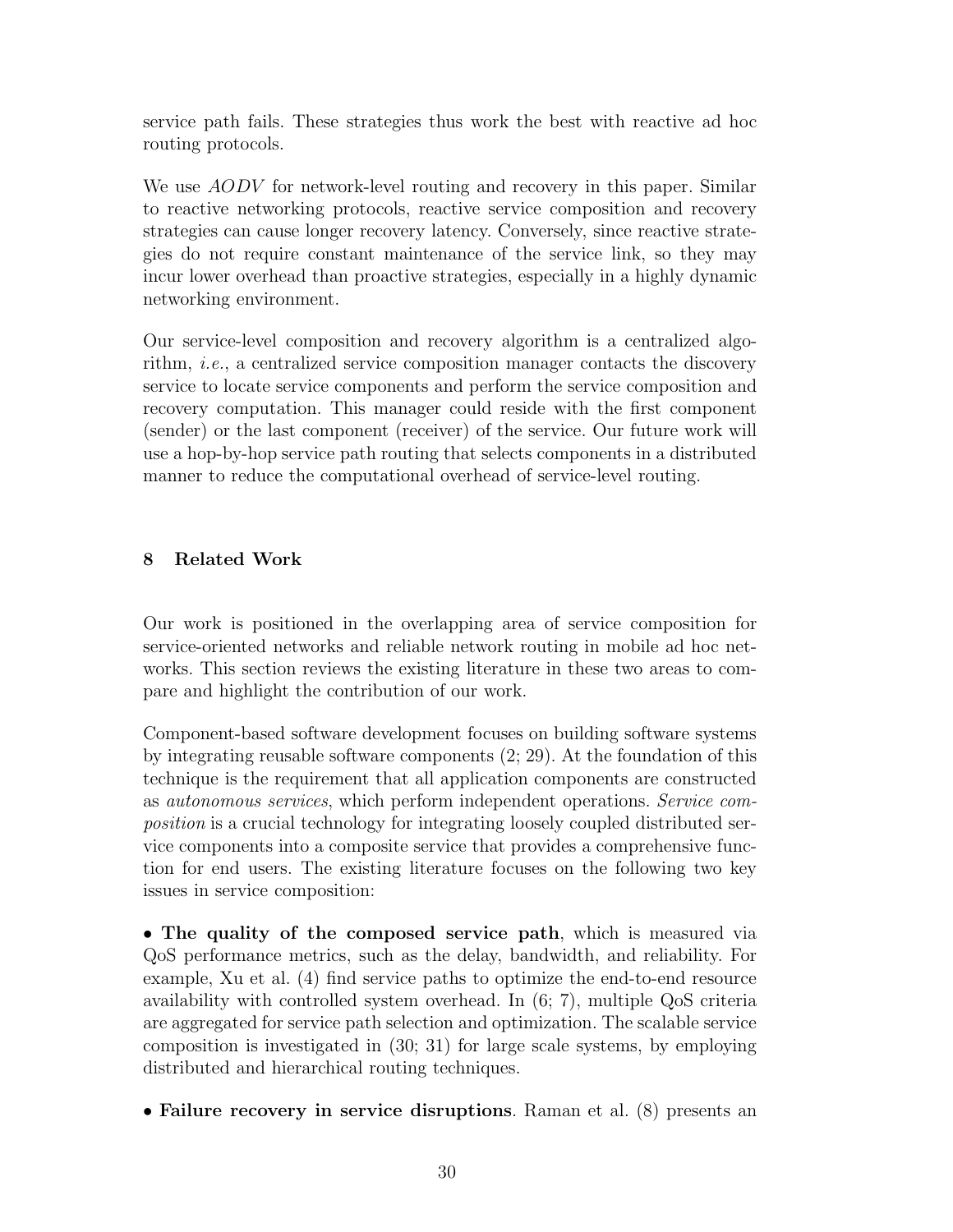service path fails. These strategies thus work the best with reactive ad hoc routing protocols.

We use *AODV* for network-level routing and recovery in this paper. Similar to reactive networking protocols, reactive service composition and recovery strategies can cause longer recovery latency. Conversely, since reactive strategies do not require constant maintenance of the service link, so they may incur lower overhead than proactive strategies, especially in a highly dynamic networking environment.

Our service-level composition and recovery algorithm is a centralized algorithm, *i.e.*, a centralized service composition manager contacts the discovery service to locate service components and perform the service composition and recovery computation. This manager could reside with the first component (sender) or the last component (receiver) of the service. Our future work will use a hop-by-hop service path routing that selects components in a distributed manner to reduce the computational overhead of service-level routing.

## 8 Related Work

Our work is positioned in the overlapping area of service composition for service-oriented networks and reliable network routing in mobile ad hoc networks. This section reviews the existing literature in these two areas to compare and highlight the contribution of our work.

Component-based software development focuses on building software systems by integrating reusable software components (2; 29). At the foundation of this technique is the requirement that all application components are constructed as *autonomous services*, which perform independent operations. *Service composition* is a crucial technology for integrating loosely coupled distributed service components into a composite service that provides a comprehensive function for end users. The existing literature focuses on the following two key issues in service composition:

• **The quality of the composed service path**, which is measured via QoS performance metrics, such as the delay, bandwidth, and reliability. For example, Xu et al. (4) find service paths to optimize the end-to-end resource availability with controlled system overhead. In (6; 7), multiple QoS criteria are aggregated for service path selection and optimization. The scalable service composition is investigated in (30; 31) for large scale systems, by employing distributed and hierarchical routing techniques.

• **Failure recovery in service disruptions**. Raman et al. (8) presents an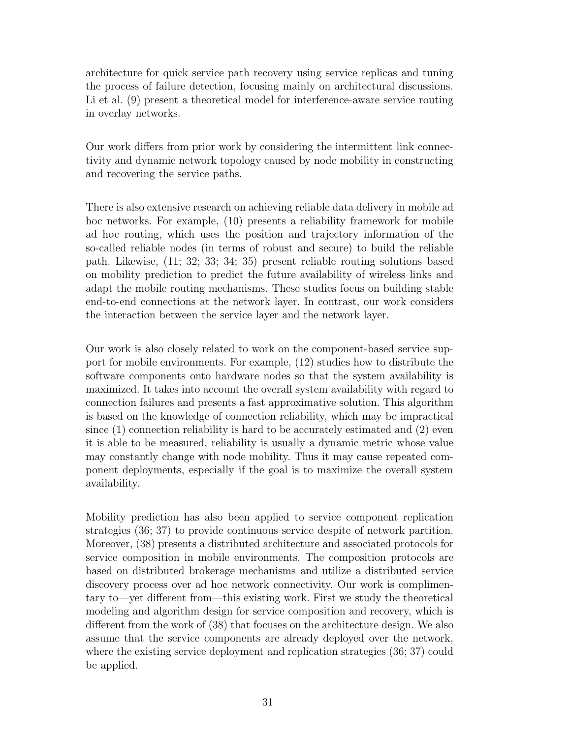architecture for quick service path recovery using service replicas and tuning the process of failure detection, focusing mainly on architectural discussions. Li et al. (9) present a theoretical model for interference-aware service routing in overlay networks.

Our work differs from prior work by considering the intermittent link connectivity and dynamic network topology caused by node mobility in constructing and recovering the service paths.

There is also extensive research on achieving reliable data delivery in mobile ad hoc networks. For example, (10) presents a reliability framework for mobile ad hoc routing, which uses the position and trajectory information of the so-called reliable nodes (in terms of robust and secure) to build the reliable path. Likewise, (11; 32; 33; 34; 35) present reliable routing solutions based on mobility prediction to predict the future availability of wireless links and adapt the mobile routing mechanisms. These studies focus on building stable end-to-end connections at the network layer. In contrast, our work considers the interaction between the service layer and the network layer.

Our work is also closely related to work on the component-based service support for mobile environments. For example, (12) studies how to distribute the software components onto hardware nodes so that the system availability is maximized. It takes into account the overall system availability with regard to connection failures and presents a fast approximative solution. This algorithm is based on the knowledge of connection reliability, which may be impractical since (1) connection reliability is hard to be accurately estimated and (2) even it is able to be measured, reliability is usually a dynamic metric whose value may constantly change with node mobility. Thus it may cause repeated component deployments, especially if the goal is to maximize the overall system availability.

Mobility prediction has also been applied to service component replication strategies (36; 37) to provide continuous service despite of network partition. Moreover, (38) presents a distributed architecture and associated protocols for service composition in mobile environments. The composition protocols are based on distributed brokerage mechanisms and utilize a distributed service discovery process over ad hoc network connectivity. Our work is complimentary to—yet different from—this existing work. First we study the theoretical modeling and algorithm design for service composition and recovery, which is different from the work of (38) that focuses on the architecture design. We also assume that the service components are already deployed over the network, where the existing service deployment and replication strategies (36; 37) could be applied.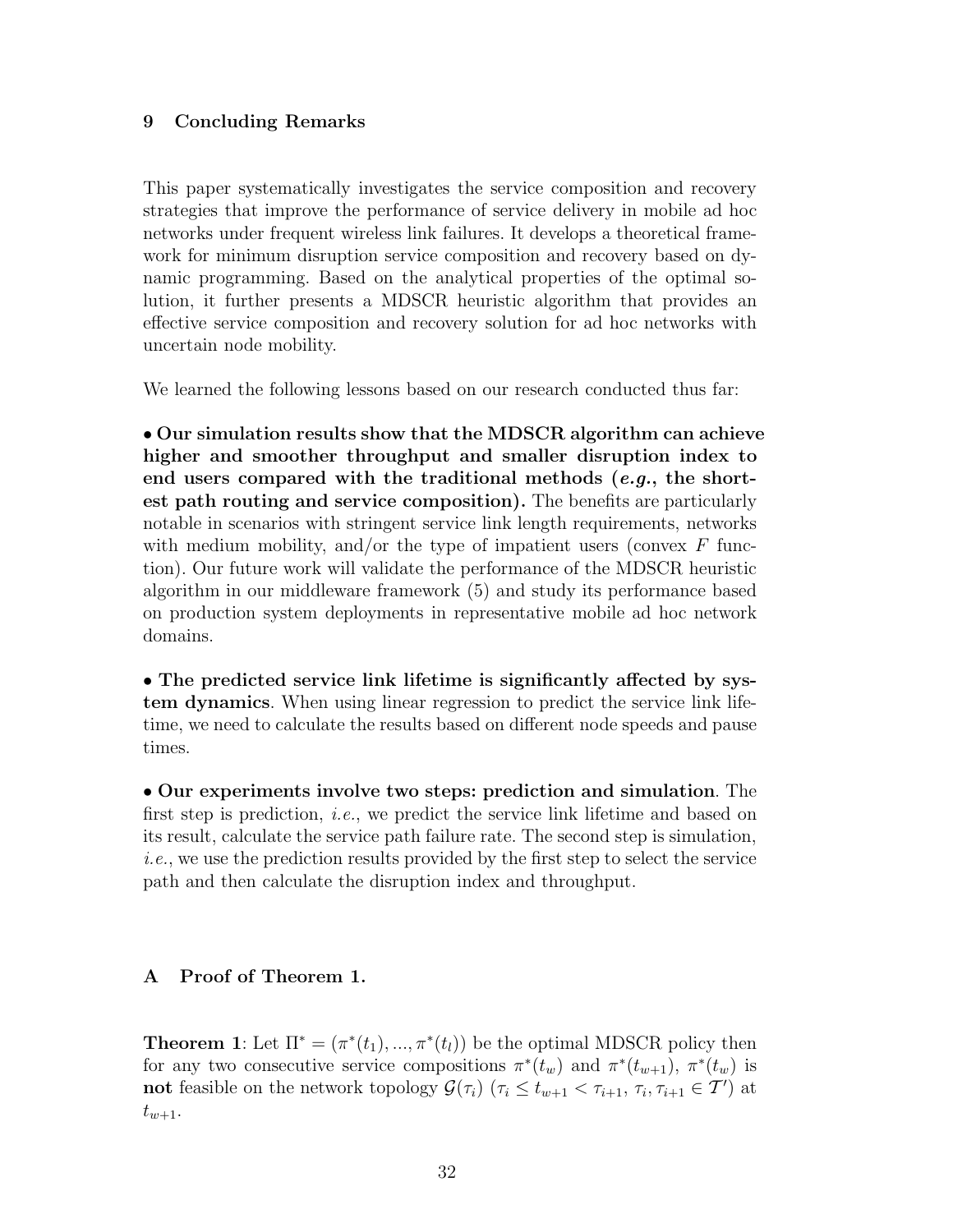## 9 Concluding Remarks

This paper systematically investigates the service composition and recovery strategies that improve the performance of service delivery in mobile ad hoc networks under frequent wireless link failures. It develops a theoretical framework for minimum disruption service composition and recovery based on dynamic programming. Based on the analytical properties of the optimal solution, it further presents a MDSCR heuristic algorithm that provides an effective service composition and recovery solution for ad hoc networks with uncertain node mobility.

We learned the following lessons based on our research conducted thus far:

• **Our simulation results show that the MDSCR algorithm can achieve higher and smoother throughput and smaller disruption index to end users compared with the traditional methods (*e.g.*, the shortest path routing and service composition).** The benefits are particularly notable in scenarios with stringent service link length requirements, networks with medium mobility, and/or the type of impatient users (convex $F$ function). Our future work will validate the performance of the MDSCR heuristic algorithm in our middleware framework (5) and study its performance based on production system deployments in representative mobile ad hoc network domains.

• **The predicted service link lifetime is significantly affected by system dynamics**. When using linear regression to predict the service link lifetime, we need to calculate the results based on different node speeds and pause times.

• **Our experiments involve two steps: prediction and simulation**. The first step is prediction, *i.e.*, we predict the service link lifetime and based on its result, calculate the service path failure rate. The second step is simulation, *i.e.*, we use the prediction results provided by the first step to select the service path and then calculate the disruption index and throughput.

## A Proof of Theorem 1.

**Theorem 1**: Let $\Pi^* = (\pi^*(t_1), ..., \pi^*(t_l))$ be the optimal MDSCR policy then for any two consecutive service compositions $\pi^*(t_w)$ and $\pi^*(t_{w+1})$, $\pi^*(t_w)$ is **not** feasible on the network topology $\mathcal{G}(\tau_i)$ ($\tau_i \leq t_{w+1} < \tau_{i+1}$, $\tau_i, \tau_{i+1} \in \mathcal{T}'$) at $t_{w+1}$.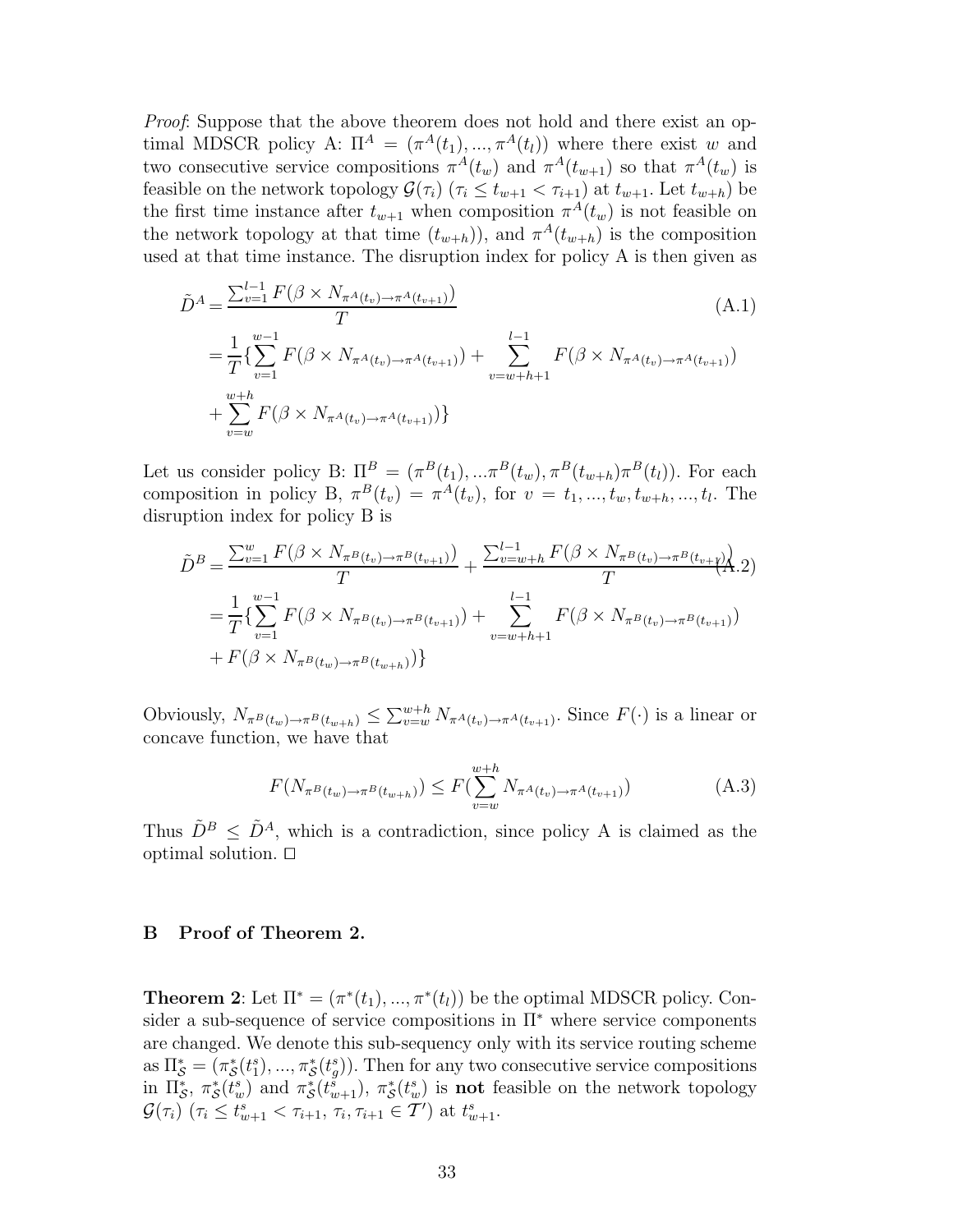*Proof*: Suppose that the above theorem does not hold and there exist an optimal MDSCR policy A: $\Pi^A = (\pi^A(t_1), ..., \pi^A(t_l))$ where there exist $w$ and two consecutive service compositions $\pi^A(t_w)$ and $\pi^A(t_{w+1})$ so that $\pi^A(t_w)$ is feasible on the network topology $\mathcal{G}(\tau_i)$ ($\tau_i \leq t_{w+1} < \tau_{i+1}$) at $t_{w+1}$. Let $t_{w+h}$) be the first time instance after $t_{w+1}$ when composition $\pi^A(t_w)$ is not feasible on the network topology at that time ($t_{w+h}$)), and $\pi^A(t_{w+h})$ is the composition used at that time instance. The disruption index for policy A is then given as

$$
\begin{aligned}
\tilde{D}^A &= \frac{\sum_{v=1}^{l-1} F(\beta \times N_{\pi^A(t_v) \to \pi^A(t_{v+1})})}{T} \qquad \text{(A.1)} \\
&= \frac{1}{T}\{\sum_{v=1}^{w-1} F(\beta \times N_{\pi^A(t_v) \to \pi^A(t_{v+1})}) + \sum_{v=w+h+1}^{l-1} F(\beta \times N_{\pi^A(t_v) \to \pi^A(t_{v+1})}) \\
&+ \sum_{v=w}^{w+h} F(\beta \times N_{\pi^A(t_v) \to \pi^A(t_{v+1})})\}
\end{aligned}
$$

Let us consider policy B: $\Pi^B = (\pi^B(t_1), ...\pi^B(t_w), \pi^B(t_{w+h})\pi^B(t_l))$. For each composition in policy B, $\pi^B(t_v) = \pi^A(t_v)$, for $v = t_1, ..., t_w, t_{w+h}, ..., t_l$. The disruption index for policy B is

$$
\begin{aligned}
\tilde{D}^B &= \frac{\sum_{v=1}^{w} F(\beta \times N_{\pi^B(t_v) \to \pi^B(t_{v+1})})}{T} + \frac{\sum_{v=w+h}^{l-1} F(\beta \times N_{\pi^B(t_v) \to \pi^B(t_{v+1})})}{T} \qquad \text{(A.2)} \\
&= \frac{1}{T}\{\sum_{v=1}^{w-1} F(\beta \times N_{\pi^B(t_v) \to \pi^B(t_{v+1})}) + \sum_{v=w+h+1}^{l-1} F(\beta \times N_{\pi^B(t_v) \to \pi^B(t_{v+1})}) \\
&+ F(\beta \times N_{\pi^B(t_w) \to \pi^B(t_{w+h})})\}
\end{aligned}
$$

Obviously, $N_{\pi^B(t_w) \to \pi^B(t_{w+h})} \leq \sum_{v=w}^{w+h} N_{\pi^A(t_v) \to \pi^A(t_{v+1})}$. Since $F(\cdot)$ is a linear or concave function, we have that

$$
F(N_{\pi^B(t_w) \to \pi^B(t_{w+h})}) \leq F(\sum_{v=w}^{w+h} N_{\pi^A(t_v) \to \pi^A(t_{v+1})}) \qquad \text{(A.3)}
$$

Thus $\tilde{D}^B \leq \tilde{D}^A$, which is a contradiction, since policy A is claimed as the optimal solution. □

## B Proof of Theorem 2.

**Theorem 2**: Let $\Pi^* = (\pi^*(t_1), ..., \pi^*(t_l))$ be the optimal MDSCR policy. Consider a sub-sequence of service compositions in $\Pi^*$ where service components are changed. We denote this sub-sequency only with its service routing scheme as $\Pi^*_{\mathcal{S}} = (\pi^*_{\mathcal{S}}(t^s_1), ..., \pi^*_{\mathcal{S}}(t^s_g))$. Then for any two consecutive service compositions in $\Pi^*_{\mathcal{S}}$, $\pi^*_{\mathcal{S}}(t^s_w)$ and $\pi^*_{\mathcal{S}}(t^s_{w+1})$, $\pi^*_{\mathcal{S}}(t^s_w)$ is **not** feasible on the network topology $\mathcal{G}(\tau_i)$ ($\tau_i \leq t^s_{w+1} < \tau_{i+1}$, $\tau_i, \tau_{i+1} \in \mathcal{T}'$) at $t^s_{w+1}$.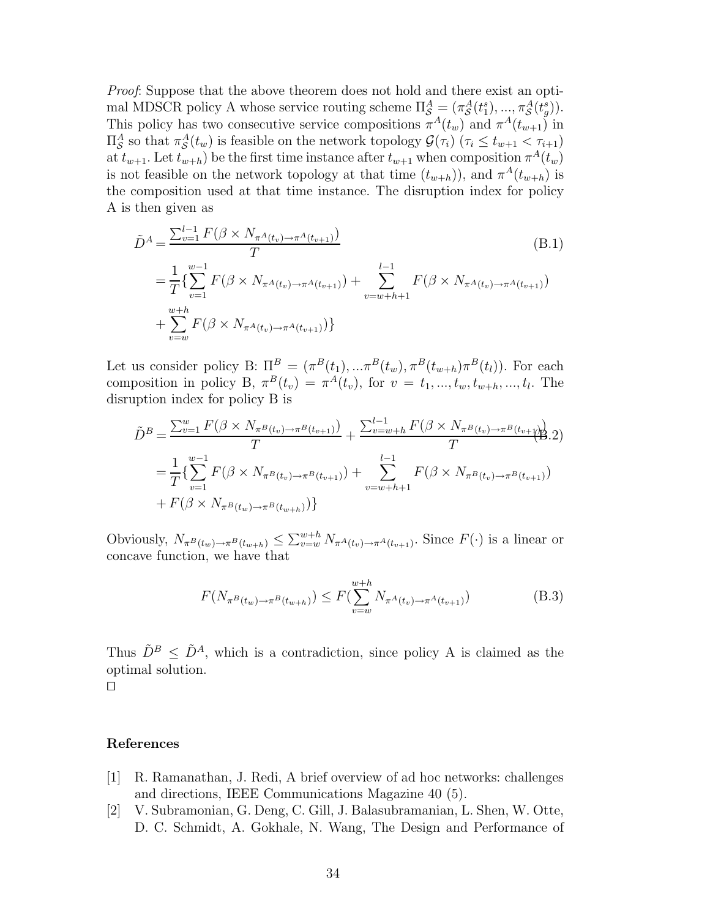*Proof*: Suppose that the above theorem does not hold and there exist an optimal MDSCR policy A whose service routing scheme $\Pi^A_{\mathcal{S}} = (\pi^A_{\mathcal{S}}(t^s_1), ..., \pi^A_{\mathcal{S}}(t^s_g))$. This policy has two consecutive service compositions $\pi^A(t_w)$ and $\pi^A(t_{w+1})$ in $\Pi^A_{\mathcal{S}}$ so that $\pi^A_{\mathcal{S}}(t_w)$ is feasible on the network topology $\mathcal{G}(\tau_i)$ ($\tau_i \leq t_{w+1} < \tau_{i+1}$) at $t_{w+1}$. Let $t_{w+h}$) be the first time instance after $t_{w+1}$ when composition $\pi^A(t_w)$ is not feasible on the network topology at that time ($t_{w+h}$)), and $\pi^A(t_{w+h})$ is the composition used at that time instance. The disruption index for policy A is then given as

$$
\begin{aligned}
\tilde{D}^A &= \frac{\sum_{v=1}^{l-1} F(\beta \times N_{\pi^A(t_v)\to\pi^A(t_{v+1})})}{T} \qquad \text{(B.1)} \\
&= \frac{1}{T}\{\sum_{v=1}^{w-1} F(\beta \times N_{\pi^A(t_v)\to\pi^A(t_{v+1})}) + \sum_{v=w+h+1}^{l-1} F(\beta \times N_{\pi^A(t_v)\to\pi^A(t_{v+1})}) \\
&+ \sum_{v=w}^{w+h} F(\beta \times N_{\pi^A(t_v)\to\pi^A(t_{v+1})})\}
\end{aligned}
$$

Let us consider policy B: $\Pi^B = (\pi^B(t_1), ...\pi^B(t_w), \pi^B(t_{w+h})\pi^B(t_l))$. For each composition in policy B, $\pi^B(t_v) = \pi^A(t_v)$, for $v = t_1, ..., t_w, t_{w+h}, ..., t_l$. The disruption index for policy B is

$$
\begin{aligned}
\tilde{D}^B &= \frac{\sum_{v=1}^{w} F(\beta \times N_{\pi^B(t_v)\to\pi^B(t_{v+1})})}{T} + \frac{\sum_{v=w+h}^{l-1} F(\beta \times N_{\pi^B(t_v)\to\pi^B(t_{v+1})})}{T} \qquad \text{(B.2)} \\
&= \frac{1}{T}\{\sum_{v=1}^{w-1} F(\beta \times N_{\pi^B(t_v)\to\pi^B(t_{v+1})}) + \sum_{v=w+h+1}^{l-1} F(\beta \times N_{\pi^B(t_v)\to\pi^B(t_{v+1})}) \\
&+ F(\beta \times N_{\pi^B(t_w)\to\pi^B(t_{w+h})})\}
\end{aligned}
$$

Obviously, $N_{\pi^B(t_w)\to\pi^B(t_{w+h})} \leq \sum_{v=w}^{w+h} N_{\pi^A(t_v)\to\pi^A(t_{v+1})}$. Since $F(\cdot)$ is a linear or concave function, we have that

$$
F(N_{\pi^B(t_w)\to\pi^B(t_{w+h})}) \leq F(\sum_{v=w}^{w+h} N_{\pi^A(t_v)\to\pi^A(t_{v+1})}) \qquad \text{(B.3)}
$$

Thus $\tilde{D}^B \leq \tilde{D}^A$, which is a contradiction, since policy A is claimed as the optimal solution.
□

## References

[1] R. Ramanathan, J. Redi, A brief overview of ad hoc networks: challenges and directions, IEEE Communications Magazine 40 (5).

[2] V. Subramonian, G. Deng, C. Gill, J. Balasubramanian, L. Shen, W. Otte, D. C. Schmidt, A. Gokhale, N. Wang, The Design and Performance of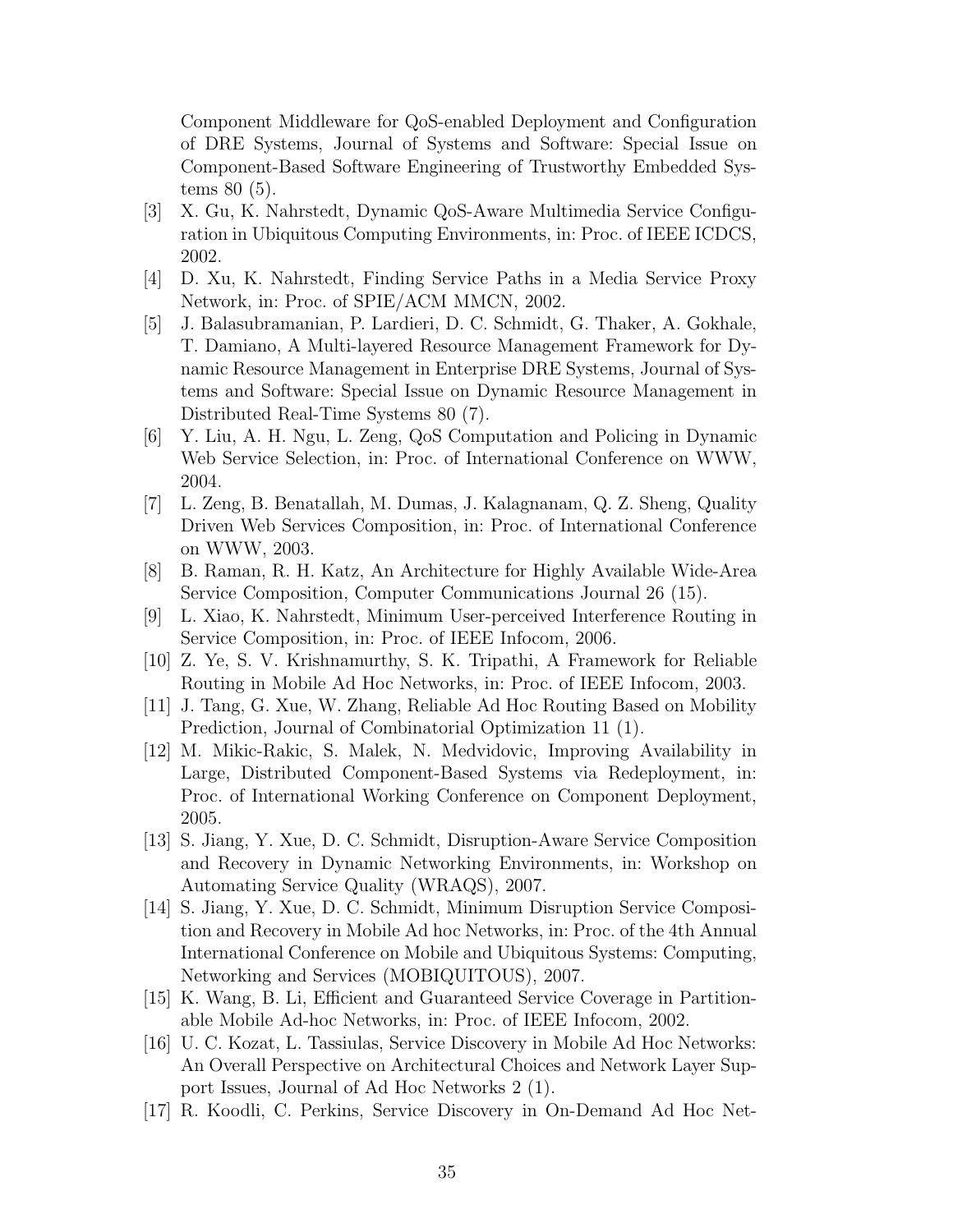Component Middleware for QoS-enabled Deployment and Configuration of DRE Systems, Journal of Systems and Software: Special Issue on Component-Based Software Engineering of Trustworthy Embedded Systems 80 (5).

[3] X. Gu, K. Nahrstedt, Dynamic QoS-Aware Multimedia Service Configuration in Ubiquitous Computing Environments, in: Proc. of IEEE ICDCS, 2002.

[4] D. Xu, K. Nahrstedt, Finding Service Paths in a Media Service Proxy Network, in: Proc. of SPIE/ACM MMCN, 2002.

[5] J. Balasubramanian, P. Lardieri, D. C. Schmidt, G. Thaker, A. Gokhale, T. Damiano, A Multi-layered Resource Management Framework for Dynamic Resource Management in Enterprise DRE Systems, Journal of Systems and Software: Special Issue on Dynamic Resource Management in Distributed Real-Time Systems 80 (7).

[6] Y. Liu, A. H. Ngu, L. Zeng, QoS Computation and Policing in Dynamic Web Service Selection, in: Proc. of International Conference on WWW, 2004.

[7] L. Zeng, B. Benatallah, M. Dumas, J. Kalagnanam, Q. Z. Sheng, Quality Driven Web Services Composition, in: Proc. of International Conference on WWW, 2003.

[8] B. Raman, R. H. Katz, An Architecture for Highly Available Wide-Area Service Composition, Computer Communications Journal 26 (15).

[9] L. Xiao, K. Nahrstedt, Minimum User-perceived Interference Routing in Service Composition, in: Proc. of IEEE Infocom, 2006.

[10] Z. Ye, S. V. Krishnamurthy, S. K. Tripathi, A Framework for Reliable Routing in Mobile Ad Hoc Networks, in: Proc. of IEEE Infocom, 2003.

[11] J. Tang, G. Xue, W. Zhang, Reliable Ad Hoc Routing Based on Mobility Prediction, Journal of Combinatorial Optimization 11 (1).

[12] M. Mikic-Rakic, S. Malek, N. Medvidovic, Improving Availability in Large, Distributed Component-Based Systems via Redeployment, in: Proc. of International Working Conference on Component Deployment, 2005.

[13] S. Jiang, Y. Xue, D. C. Schmidt, Disruption-Aware Service Composition and Recovery in Dynamic Networking Environments, in: Workshop on Automating Service Quality (WRAQS), 2007.

[14] S. Jiang, Y. Xue, D. C. Schmidt, Minimum Disruption Service Composition and Recovery in Mobile Ad hoc Networks, in: Proc. of the 4th Annual International Conference on Mobile and Ubiquitous Systems: Computing, Networking and Services (MOBIQUITOUS), 2007.

[15] K. Wang, B. Li, Efficient and Guaranteed Service Coverage in Partitionable Mobile Ad-hoc Networks, in: Proc. of IEEE Infocom, 2002.

[16] U. C. Kozat, L. Tassiulas, Service Discovery in Mobile Ad Hoc Networks: An Overall Perspective on Architectural Choices and Network Layer Support Issues, Journal of Ad Hoc Networks 2 (1).

[17] R. Koodli, C. Perkins, Service Discovery in On-Demand Ad Hoc Net-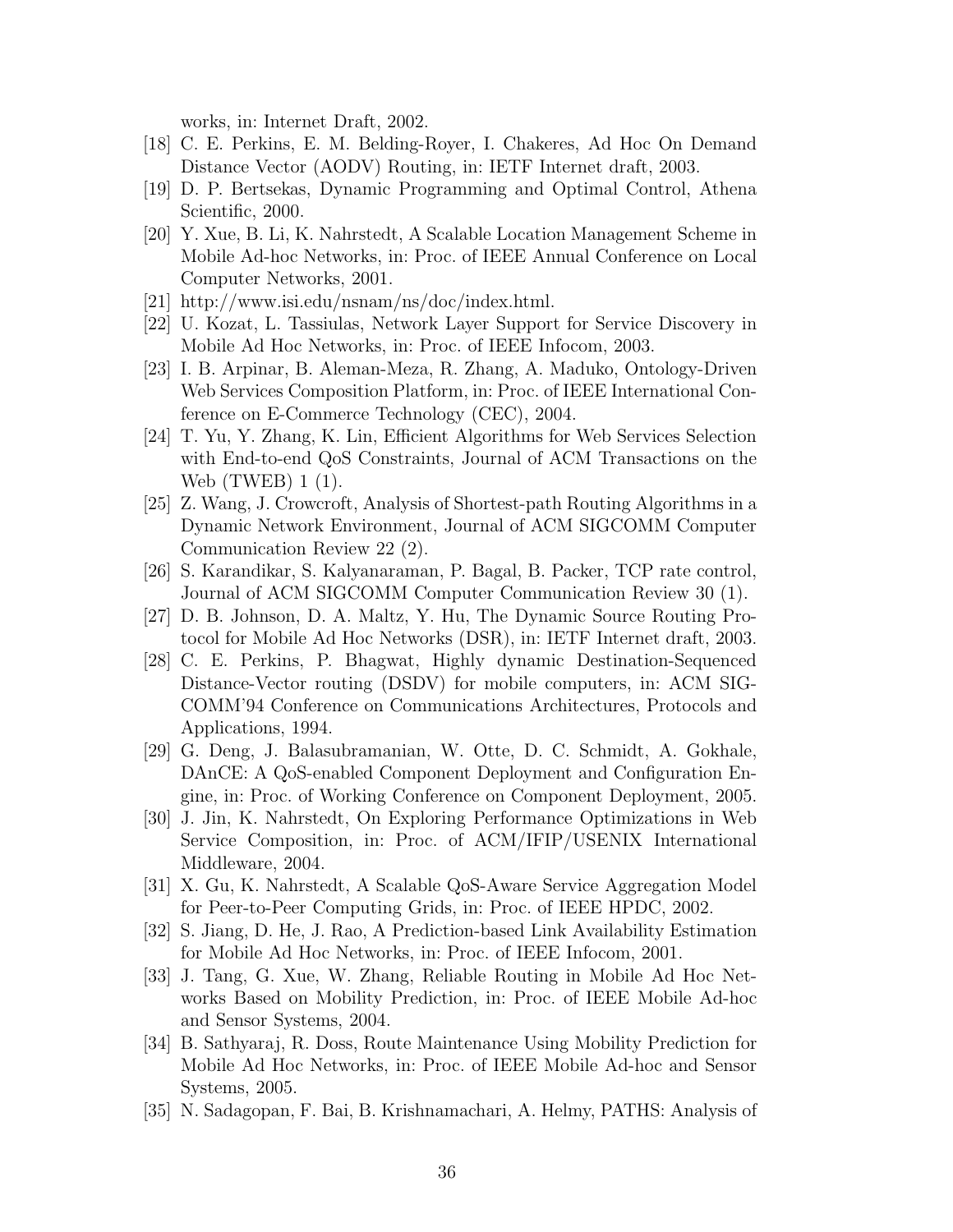works, in: Internet Draft, 2002.

[18] C. E. Perkins, E. M. Belding-Royer, I. Chakeres, Ad Hoc On Demand Distance Vector (AODV) Routing, in: IETF Internet draft, 2003.

[19] D. P. Bertsekas, Dynamic Programming and Optimal Control, Athena Scientific, 2000.

[20] Y. Xue, B. Li, K. Nahrstedt, A Scalable Location Management Scheme in Mobile Ad-hoc Networks, in: Proc. of IEEE Annual Conference on Local Computer Networks, 2001.

[21] http://www.isi.edu/nsnam/ns/doc/index.html.

[22] U. Kozat, L. Tassiulas, Network Layer Support for Service Discovery in Mobile Ad Hoc Networks, in: Proc. of IEEE Infocom, 2003.

[23] I. B. Arpinar, B. Aleman-Meza, R. Zhang, A. Maduko, Ontology-Driven Web Services Composition Platform, in: Proc. of IEEE International Conference on E-Commerce Technology (CEC), 2004.

[24] T. Yu, Y. Zhang, K. Lin, Efficient Algorithms for Web Services Selection with End-to-end QoS Constraints, Journal of ACM Transactions on the Web (TWEB) 1 (1).

[25] Z. Wang, J. Crowcroft, Analysis of Shortest-path Routing Algorithms in a Dynamic Network Environment, Journal of ACM SIGCOMM Computer Communication Review 22 (2).

[26] S. Karandikar, S. Kalyanaraman, P. Bagal, B. Packer, TCP rate control, Journal of ACM SIGCOMM Computer Communication Review 30 (1).

[27] D. B. Johnson, D. A. Maltz, Y. Hu, The Dynamic Source Routing Protocol for Mobile Ad Hoc Networks (DSR), in: IETF Internet draft, 2003.

[28] C. E. Perkins, P. Bhagwat, Highly dynamic Destination-Sequenced Distance-Vector routing (DSDV) for mobile computers, in: ACM SIGCOMM'94 Conference on Communications Architectures, Protocols and Applications, 1994.

[29] G. Deng, J. Balasubramanian, W. Otte, D. C. Schmidt, A. Gokhale, DAnCE: A QoS-enabled Component Deployment and Configuration Engine, in: Proc. of Working Conference on Component Deployment, 2005.

[30] J. Jin, K. Nahrstedt, On Exploring Performance Optimizations in Web Service Composition, in: Proc. of ACM/IFIP/USENIX International Middleware, 2004.

[31] X. Gu, K. Nahrstedt, A Scalable QoS-Aware Service Aggregation Model for Peer-to-Peer Computing Grids, in: Proc. of IEEE HPDC, 2002.

[32] S. Jiang, D. He, J. Rao, A Prediction-based Link Availability Estimation for Mobile Ad Hoc Networks, in: Proc. of IEEE Infocom, 2001.

[33] J. Tang, G. Xue, W. Zhang, Reliable Routing in Mobile Ad Hoc Networks Based on Mobility Prediction, in: Proc. of IEEE Mobile Ad-hoc and Sensor Systems, 2004.

[34] B. Sathyaraj, R. Doss, Route Maintenance Using Mobility Prediction for Mobile Ad Hoc Networks, in: Proc. of IEEE Mobile Ad-hoc and Sensor Systems, 2005.

[35] N. Sadagopan, F. Bai, B. Krishnamachari, A. Helmy, PATHS: Analysis of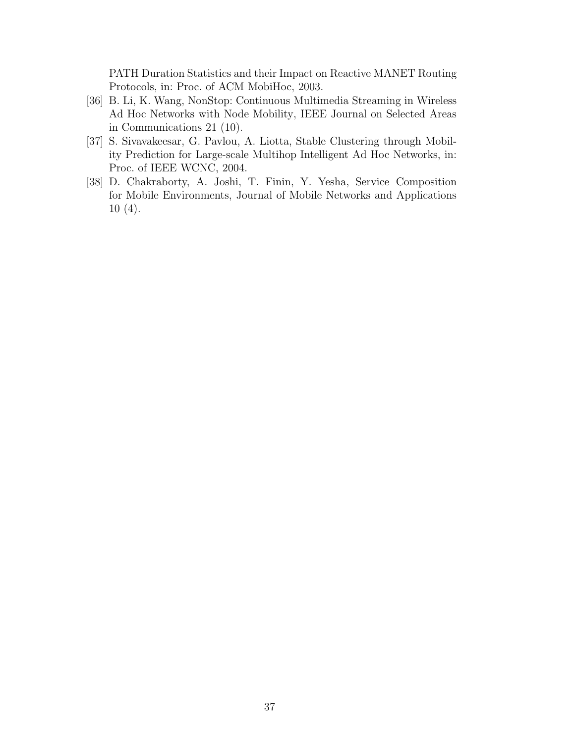PATH Duration Statistics and their Impact on Reactive MANET Routing Protocols, in: Proc. of ACM MobiHoc, 2003.

[36] B. Li, K. Wang, NonStop: Continuous Multimedia Streaming in Wireless Ad Hoc Networks with Node Mobility, IEEE Journal on Selected Areas in Communications 21 (10).

[37] S. Sivavakeesar, G. Pavlou, A. Liotta, Stable Clustering through Mobility Prediction for Large-scale Multihop Intelligent Ad Hoc Networks, in: Proc. of IEEE WCNC, 2004.

[38] D. Chakraborty, A. Joshi, T. Finin, Y. Yesha, Service Composition for Mobile Environments, Journal of Mobile Networks and Applications 10 (4).